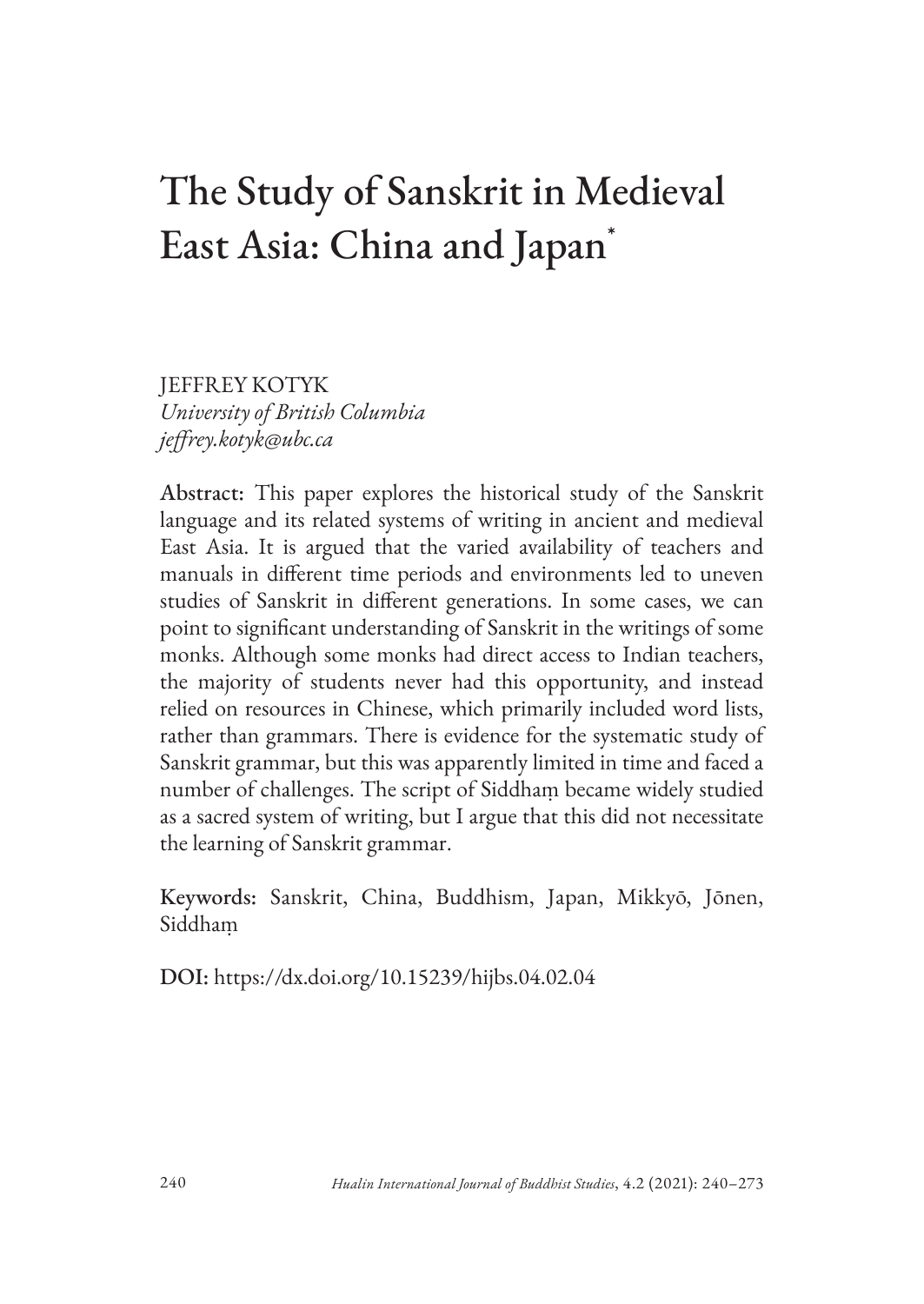# The Study of Sanskrit in Medieval East Asia: China and Japan*

JEFFREY KOTYK
*University of British Columbia*
*jeffrey.kotyk@ubc.ca*

**Abstract:** This paper explores the historical study of the Sanskrit language and its related systems of writing in ancient and medieval East Asia. It is argued that the varied availability of teachers and manuals in different time periods and environments led to uneven studies of Sanskrit in different generations. In some cases, we can point to significant understanding of Sanskrit in the writings of some monks. Although some monks had direct access to Indian teachers, the majority of students never had this opportunity, and instead relied on resources in Chinese, which primarily included word lists, rather than grammars. There is evidence for the systematic study of Sanskrit grammar, but this was apparently limited in time and faced a number of challenges. The script of Siddhaṃ became widely studied as a sacred system of writing, but I argue that this did not necessitate the learning of Sanskrit grammar.

**Keywords:** Sanskrit, China, Buddhism, Japan, Mikkyō, Jōnen, Siddhaṃ

**DOI:** https://dx.doi.org/10.15239/hijbs.04.02.04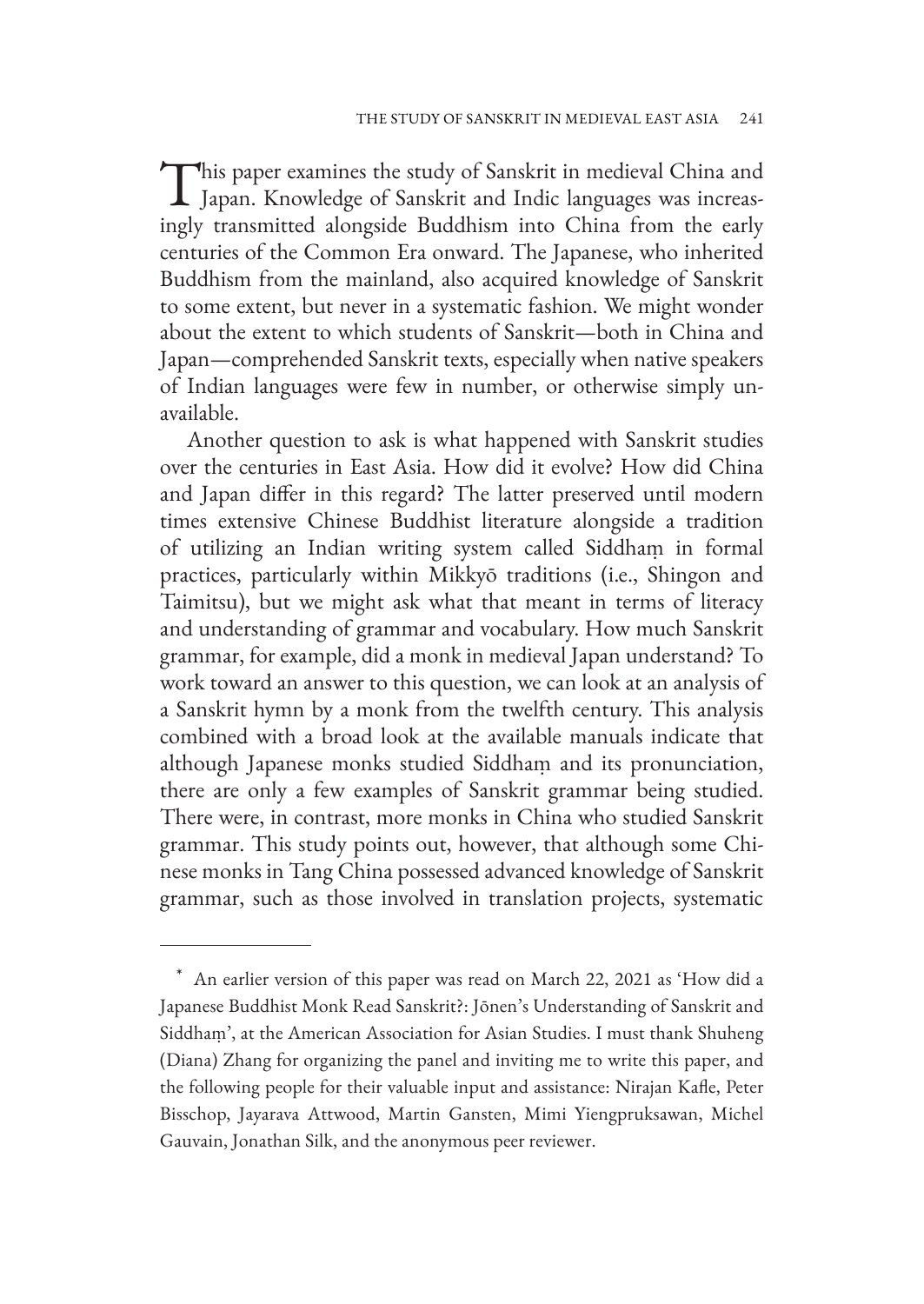This paper examines the study of Sanskrit in medieval China and Japan. Knowledge of Sanskrit and Indic languages was increasingly transmitted alongside Buddhism into China from the early centuries of the Common Era onward. The Japanese, who inherited Buddhism from the mainland, also acquired knowledge of Sanskrit to some extent, but never in a systematic fashion. We might wonder about the extent to which students of Sanskrit—both in China and Japan—comprehended Sanskrit texts, especially when native speakers of Indian languages were few in number, or otherwise simply unavailable.

Another question to ask is what happened with Sanskrit studies over the centuries in East Asia. How did it evolve? How did China and Japan differ in this regard? The latter preserved until modern times extensive Chinese Buddhist literature alongside a tradition of utilizing an Indian writing system called Siddhaṃ in formal practices, particularly within Mikkyō traditions (i.e., Shingon and Taimitsu), but we might ask what that meant in terms of literacy and understanding of grammar and vocabulary. How much Sanskrit grammar, for example, did a monk in medieval Japan understand? To work toward an answer to this question, we can look at an analysis of a Sanskrit hymn by a monk from the twelfth century. This analysis combined with a broad look at the available manuals indicate that although Japanese monks studied Siddhaṃ and its pronunciation, there are only a few examples of Sanskrit grammar being studied. There were, in contrast, more monks in China who studied Sanskrit grammar. This study points out, however, that although some Chinese monks in Tang China possessed advanced knowledge of Sanskrit grammar, such as those involved in translation projects, systematic

---

\* An earlier version of this paper was read on March 22, 2021 as 'How did a Japanese Buddhist Monk Read Sanskrit?: Jōnen's Understanding of Sanskrit and Siddhaṃ', at the American Association for Asian Studies. I must thank Shuheng (Diana) Zhang for organizing the panel and inviting me to write this paper, and the following people for their valuable input and assistance: Nirajan Kafle, Peter Bisschop, Jayarava Attwood, Martin Gansten, Mimi Yiengpruksawan, Michel Gauvain, Jonathan Silk, and the anonymous peer reviewer.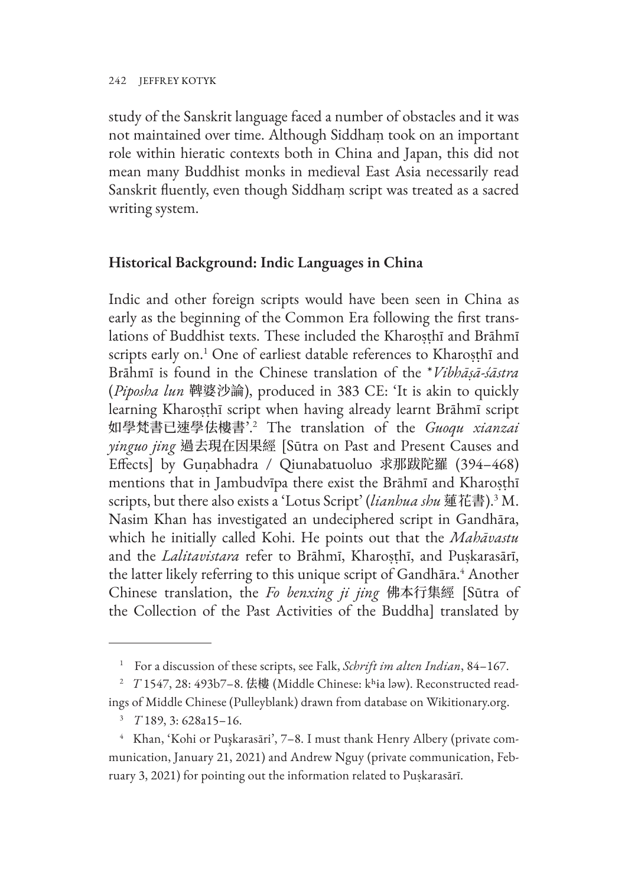study of the Sanskrit language faced a number of obstacles and it was not maintained over time. Although Siddhaṃ took on an important role within hieratic contexts both in China and Japan, this did not mean many Buddhist monks in medieval East Asia necessarily read Sanskrit fluently, even though Siddhaṃ script was treated as a sacred writing system.

## Historical Background: Indic Languages in China

Indic and other foreign scripts would have been seen in China as early as the beginning of the Common Era following the first translations of Buddhist texts. These included the Kharoṣṭhī and Brāhmī scripts early on.[1] One of earliest datable references to Kharoṣṭhī and Brāhmī is found in the Chinese translation of the **Vibhāṣā-śāstra* (*Piposha lun* 鞞婆沙論), produced in 383 CE: 'It is akin to quickly learning Kharoṣṭhī script when having already learnt Brāhmī script 如學梵書已速學佉樓書'.[2] The translation of the *Guoqu xianzai yinguo jing* 過去現在因果經 [Sūtra on Past and Present Causes and Effects] by Guṇabhadra / Qiunabatuoluo 求那跋陀羅 (394–468) mentions that in Jambudvīpa there exist the Brāhmī and Kharoṣṭhī scripts, but there also exists a 'Lotus Script' (*lianhua shu* 蓮花書).[3] M. Nasim Khan has investigated an undeciphered script in Gandhāra, which he initially called Kohi. He points out that the *Mahāvastu* and the *Lalitavistara* refer to Brāhmī, Kharoṣṭhī, and Puṣkarasārī, the latter likely referring to this unique script of Gandhāra.[4] Another Chinese translation, the *Fo benxing ji jing* 佛本行集經 [Sūtra of the Collection of the Past Activities of the Buddha] translated by

---

[1] For a discussion of these scripts, see Falk, *Schrift im alten Indian*, 84–167.

[2] *T* 1547, 28: 493b7–8. 佉樓 (Middle Chinese: kʰɨa ləw). Reconstructed readings of Middle Chinese (Pulleyblank) drawn from database on Wikitionary.org.

[3] *T* 189, 3: 628a15–16.

[4] Khan, 'Kohi or Puşkarasāri', 7–8. I must thank Henry Albery (private communication, January 21, 2021) and Andrew Nguy (private communication, February 3, 2021) for pointing out the information related to Puṣkarasārī.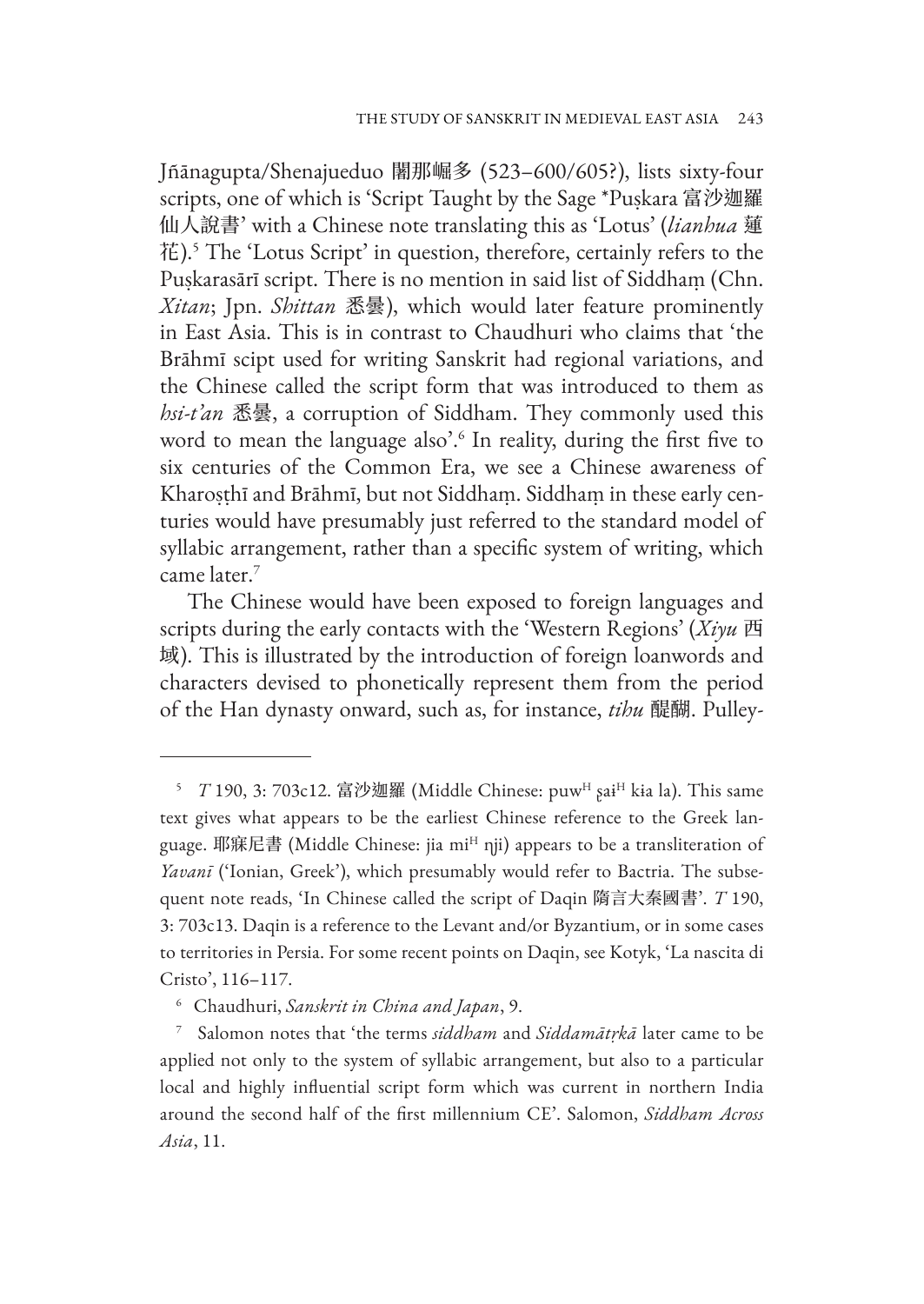Jñānagupta/Shenajueduo 闍那崛多 (523–600/605?), lists sixty-four scripts, one of which is 'Script Taught by the Sage *Puṣkara 富沙迦羅仙人說書' with a Chinese note translating this as 'Lotus' (*lianhua* 蓮花).[5] The 'Lotus Script' in question, therefore, certainly refers to the Puṣkarasārī script. There is no mention in said list of Siddhaṃ (Chn. *Xitan*; Jpn. *Shittan* 悉曇), which would later feature prominently in East Asia. This is in contrast to Chaudhuri who claims that 'the Brāhmī scipt used for writing Sanskrit had regional variations, and the Chinese called the script form that was introduced to them as *hsi-t'an* 悉曇, a corruption of Siddham. They commonly used this word to mean the language also'.[6] In reality, during the first five to six centuries of the Common Era, we see a Chinese awareness of Kharoṣṭhī and Brāhmī, but not Siddhaṃ. Siddhaṃ in these early centuries would have presumably just referred to the standard model of syllabic arrangement, rather than a specific system of writing, which came later.[7]

The Chinese would have been exposed to foreign languages and scripts during the early contacts with the 'Western Regions' (*Xiyu* 西域). This is illustrated by the introduction of foreign loanwords and characters devised to phonetically represent them from the period of the Han dynasty onward, such as, for instance, *tihu* 醍醐. Pulley-

---

[5] *T* 190, 3: 703c12. 富沙迦羅 (Middle Chinese: puw^H ʂaɨ^H kɨa la). This same text gives what appears to be the earliest Chinese reference to the Greek language. 耶寐尼書 (Middle Chinese: jia mi^H ŋji) appears to be a transliteration of *Yavanī* ('Ionian, Greek'), which presumably would refer to Bactria. The subsequent note reads, 'In Chinese called the script of Daqin 隋言大秦國書'. *T* 190, 3: 703c13. Daqin is a reference to the Levant and/or Byzantium, or in some cases to territories in Persia. For some recent points on Daqin, see Kotyk, 'La nascita di Cristo', 116–117.

[6] Chaudhuri, *Sanskrit in China and Japan*, 9.

[7] Salomon notes that 'the terms *siddham* and *Siddamātṛkā* later came to be applied not only to the system of syllabic arrangement, but also to a particular local and highly influential script form which was current in northern India around the second half of the first millennium CE'. Salomon, *Siddham Across Asia*, 11.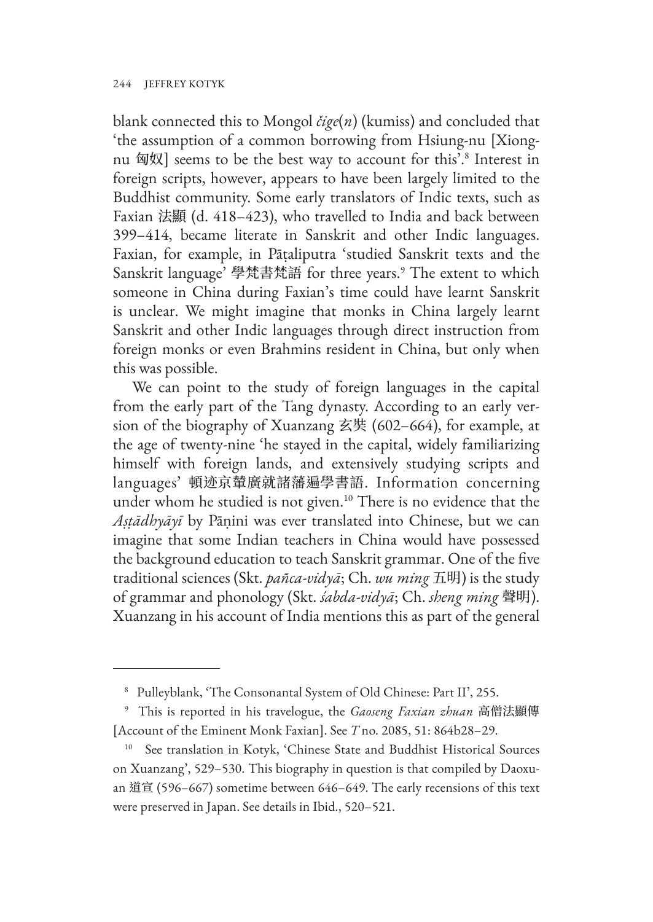blank connected this to Mongol *čige*(*n*) (kumiss) and concluded that 'the assumption of a common borrowing from Hsiung-nu [Xiongnu 匈奴] seems to be the best way to account for this'.[8] Interest in foreign scripts, however, appears to have been largely limited to the Buddhist community. Some early translators of Indic texts, such as Faxian 法顯 (d. 418–423), who travelled to India and back between 399–414, became literate in Sanskrit and other Indic languages. Faxian, for example, in Pāṭaliputra 'studied Sanskrit texts and the Sanskrit language' 學梵書梵語 for three years.[9] The extent to which someone in China during Faxian's time could have learnt Sanskrit is unclear. We might imagine that monks in China largely learnt Sanskrit and other Indic languages through direct instruction from foreign monks or even Brahmins resident in China, but only when this was possible.

We can point to the study of foreign languages in the capital from the early part of the Tang dynasty. According to an early version of the biography of Xuanzang 玄奘 (602–664), for example, at the age of twenty-nine 'he stayed in the capital, widely familiarizing himself with foreign lands, and extensively studying scripts and languages' 頓迹京輦廣就諸藩遍學書語. Information concerning under whom he studied is not given.[10] There is no evidence that the *Aṣṭādhyāyī* by Pāṇini was ever translated into Chinese, but we can imagine that some Indian teachers in China would have possessed the background education to teach Sanskrit grammar. One of the five traditional sciences (Skt. *pañca-vidyā*; Ch. *wu ming* 五明) is the study of grammar and phonology (Skt. *śabda-vidyā*; Ch. *sheng ming* 聲明). Xuanzang in his account of India mentions this as part of the general

---

[8] Pulleyblank, 'The Consonantal System of Old Chinese: Part II', 255.

[9] This is reported in his travelogue, the *Gaoseng Faxian zhuan* 高僧法顯傳 [Account of the Eminent Monk Faxian]. See *T* no. 2085, 51: 864b28–29.

[10] See translation in Kotyk, 'Chinese State and Buddhist Historical Sources on Xuanzang', 529–530. This biography in question is that compiled by Daoxuan 道宣 (596–667) sometime between 646–649. The early recensions of this text were preserved in Japan. See details in Ibid., 520–521.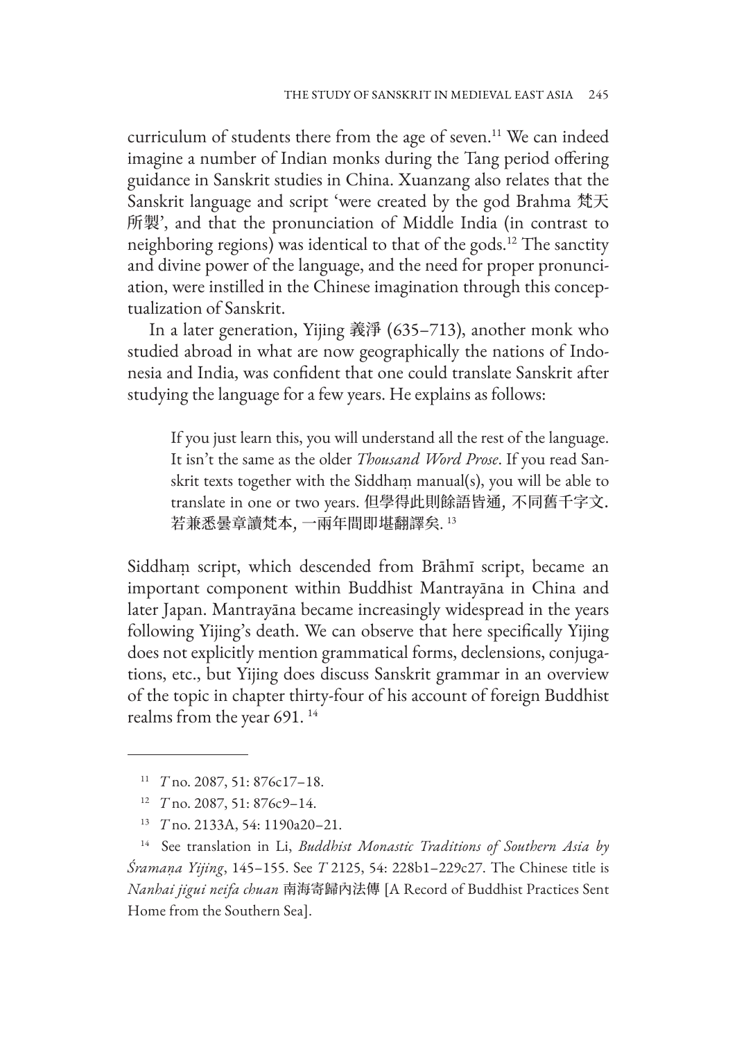curriculum of students there from the age of seven.[11] We can indeed imagine a number of Indian monks during the Tang period offering guidance in Sanskrit studies in China. Xuanzang also relates that the Sanskrit language and script 'were created by the god Brahma 梵天所製', and that the pronunciation of Middle India (in contrast to neighboring regions) was identical to that of the gods.[12] The sanctity and divine power of the language, and the need for proper pronunciation, were instilled in the Chinese imagination through this conceptualization of Sanskrit.

In a later generation, Yijing 義淨 (635–713), another monk who studied abroad in what are now geographically the nations of Indonesia and India, was confident that one could translate Sanskrit after studying the language for a few years. He explains as follows:

> If you just learn this, you will understand all the rest of the language. It isn't the same as the older *Thousand Word Prose*. If you read Sanskrit texts together with the Siddhaṃ manual(s), you will be able to translate in one or two years. 但學得此則餘語皆通，不同舊千字文．若兼悉曇章讀梵本，一兩年間即堪翻譯矣．[13]

Siddhaṃ script, which descended from Brāhmī script, became an important component within Buddhist Mantrayāna in China and later Japan. Mantrayāna became increasingly widespread in the years following Yijing's death. We can observe that here specifically Yijing does not explicitly mention grammatical forms, declensions, conjugations, etc., but Yijing does discuss Sanskrit grammar in an overview of the topic in chapter thirty-four of his account of foreign Buddhist realms from the year 691.[14]

---

[11] *T* no. 2087, 51: 876c17–18.

[12] *T* no. 2087, 51: 876c9–14.

[13] *T* no. 2133A, 54: 1190a20–21.

[14] See translation in Li, *Buddhist Monastic Traditions of Southern Asia by Śramaṇa Yijing*, 145–155. See *T* 2125, 54: 228b1–229c27. The Chinese title is *Nanhai jigui neifa chuan* 南海寄歸內法傳 [A Record of Buddhist Practices Sent Home from the Southern Sea].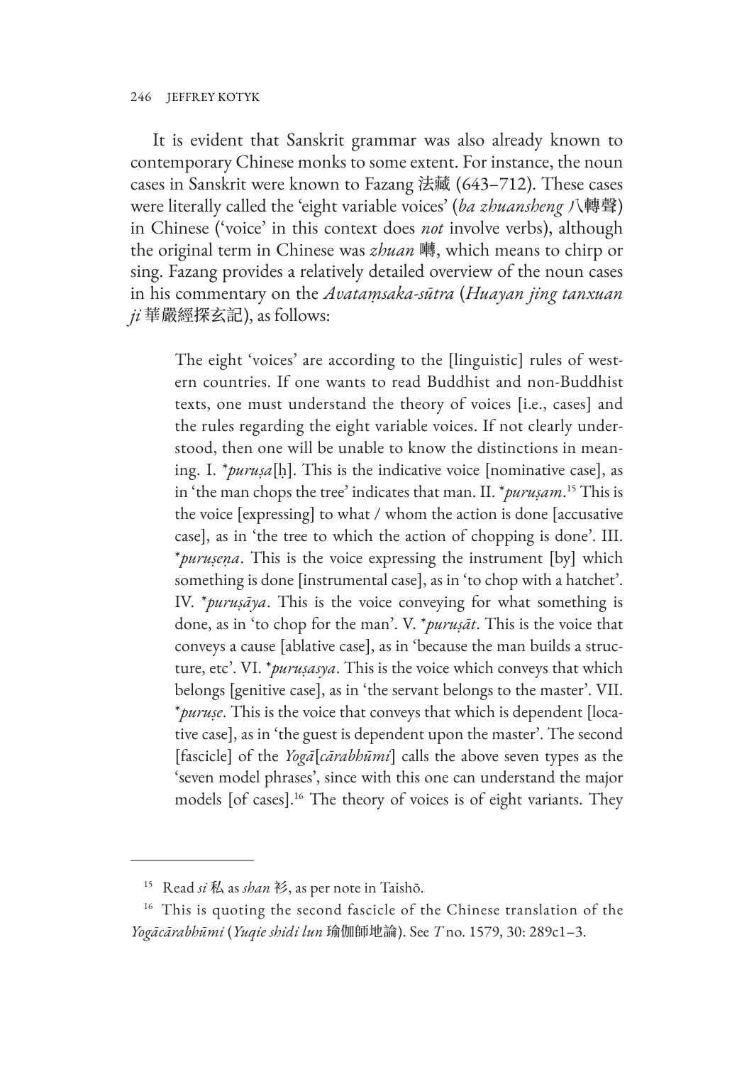It is evident that Sanskrit grammar was also already known to contemporary Chinese monks to some extent. For instance, the noun cases in Sanskrit were known to Fazang 法藏 (643–712). These cases were literally called the 'eight variable voices' (*ba zhuansheng* 八轉聲) in Chinese ('voice' in this context does *not* involve verbs), although the original term in Chinese was *zhuan* 囀, which means to chirp or sing. Fazang provides a relatively detailed overview of the noun cases in his commentary on the *Avataṃsaka-sūtra* (*Huayan jing tanxuan ji* 華嚴經探玄記), as follows:

> The eight 'voices' are according to the [linguistic] rules of western countries. If one wants to read Buddhist and non-Buddhist texts, one must understand the theory of voices [i.e., cases] and the rules regarding the eight variable voices. If not clearly understood, then one will be unable to know the distinctions in meaning. I. *\*puruṣa*[ḥ]. This is the indicative voice [nominative case], as in 'the man chops the tree' indicates that man. II. *\*puruṣam*.[15] This is the voice [expressing] to what / whom the action is done [accusative case], as in 'the tree to which the action of chopping is done'. III. *\*puruṣeṇa*. This is the voice expressing the instrument [by] which something is done [instrumental case], as in 'to chop with a hatchet'. IV. *\*puruṣāya*. This is the voice conveying for what something is done, as in 'to chop for the man'. V. *\*puruṣāt*. This is the voice that conveys a cause [ablative case], as in 'because the man builds a structure, etc'. VI. *\*puruṣasya*. This is the voice which conveys that which belongs [genitive case], as in 'the servant belongs to the master'. VII. *\*puruṣe*. This is the voice that conveys that which is dependent [locative case], as in 'the guest is dependent upon the master'. The second [fascicle] of the *Yogā*[*cārabhūmi*] calls the above seven types as the 'seven model phrases', since with this one can understand the major models [of cases].[16] The theory of voices is of eight variants. They

---

[15] Read *si* 私 as *shan* 衫, as per note in Taishō.

[16] This is quoting the second fascicle of the Chinese translation of the *Yogācārabhūmi* (*Yuqie shidi lun* 瑜伽師地論). See *T* no. 1579, 30: 289c1–3.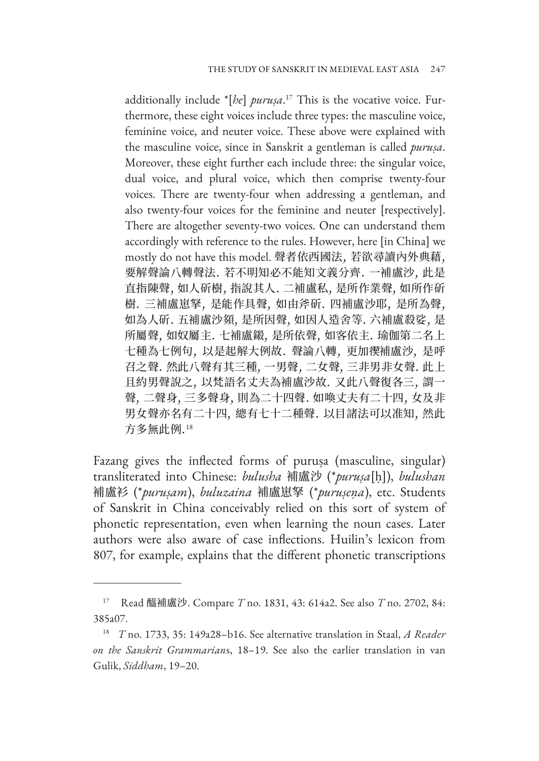additionally include *[*he*] *puruṣa*.[17] This is the vocative voice. Furthermore, these eight voices include three types: the masculine voice, feminine voice, and neuter voice. These above were explained with the masculine voice, since in Sanskrit a gentleman is called *puruṣa*. Moreover, these eight further each include three: the singular voice, dual voice, and plural voice, which then comprise twenty-four voices. There are twenty-four when addressing a gentleman, and also twenty-four voices for the feminine and neuter [respectively]. There are altogether seventy-two voices. One can understand them accordingly with reference to the rules. However, here [in China] we mostly do not have this model. 聲者依西國法, 若欲尋讀內外典籍, 要解聲論八轉聲法. 若不明知必不能知文義分齊. 一補盧沙, 此是直指陳聲, 如人斫樹, 指說其人. 二補盧私, 是所作業聲, 如所作斫樹. 三補盧崽拏, 是能作具聲, 如由斧斫. 四補盧沙耶, 是所為聲, 如為人斫. 五補盧沙頞, 是所因聲, 如因人造舍等. 六補盧殺娑, 是所屬聲, 如奴屬主. 七補盧鎩, 是所依聲, 如客依主. 瑜伽第二名上七種為七例句, 以是起解大例故. 聲論八轉, 更加㰤補盧沙, 是呼召之聲. 然此八聲有其三種, 一男聲, 二女聲, 三非男非女聲. 此上且約男聲說之, 以梵語名丈夫為補盧沙故. 又此八聲復各三, 謂一聲, 二聲身, 三多聲身, 則為二十四聲. 如喚丈夫有二十四, 女及非男女聲亦名有二十四, 總有七十二種聲. 以目諸法可以准知, 然此方多無此例.[18]

Fazang gives the inflected forms of puruṣa (masculine, singular) transliterated into Chinese: *bulusha* 補盧沙 (*\*puruṣa*[ḥ]), *bulushan* 補盧衫 (*\*puruṣam*), *buluzaina* 補盧崽拏 (*\*puruṣeṇa*), etc. Students of Sanskrit in China conceivably relied on this sort of system of phonetic representation, even when learning the noun cases. Later authors were also aware of case inflections. Huilin's lexicon from 807, for example, explains that the different phonetic transcriptions

---

[17] Read 醯補盧沙. Compare *T* no. 1831, 43: 614a2. See also *T* no. 2702, 84: 385a07.

[18] *T* no. 1733, 35: 149a28–b16. See alternative translation in Staal, *A Reader on the Sanskrit Grammarian*s, 18–19. See also the earlier translation in van Gulik, *Siddham*, 19–20.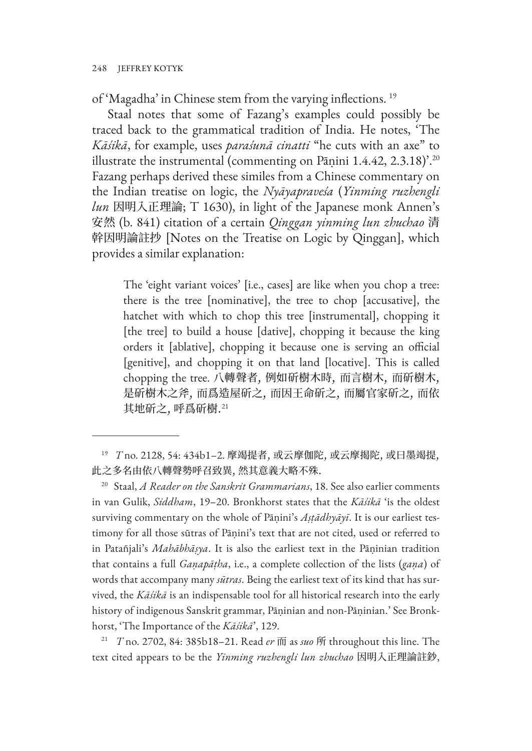of 'Magadha' in Chinese stem from the varying inflections. [19]

Staal notes that some of Fazang's examples could possibly be traced back to the grammatical tradition of India. He notes, 'The *Kāśikā*, for example, uses *paraśunā cinatti* "he cuts with an axe" to illustrate the instrumental (commenting on Pāṇini 1.4.42, 2.3.18)'.[20] Fazang perhaps derived these similes from a Chinese commentary on the Indian treatise on logic, the *Nyāyapraveśa* (*Yinming ruzhengli lun* 因明入正理論; T 1630), in light of the Japanese monk Annen's 安然 (b. 841) citation of a certain *Qinggan yinming lun zhuchao* 清幹因明論註抄 [Notes on the Treatise on Logic by Qinggan], which provides a similar explanation:

> The 'eight variant voices' [i.e., cases] are like when you chop a tree: there is the tree [nominative], the tree to chop [accusative], the hatchet with which to chop this tree [instrumental], chopping it [the tree] to build a house [dative], chopping it because the king orders it [ablative], chopping it because one is serving an official [genitive], and chopping it on that land [locative]. This is called chopping the tree. 八轉聲者，例如斫樹木時，而言樹木，而斫樹木，是斫樹木之斧，而為造屋斫之，而因王命斫之，而屬官家斫之，而依其地斫之，呼為斫樹。[21]

---

[19] *T* no. 2128, 54: 434b1–2. 摩竭提者，或云摩伽陀，或云摩揭陀，或曰墨竭提，此之多名由依八轉聲勢呼召致異，然其意義大略不殊。

[20] Staal, *A Reader on the Sanskrit Grammarians*, 18. See also earlier comments in van Gulik, *Siddham*, 19–20. Bronkhorst states that the *Kāśikā* 'is the oldest surviving commentary on the whole of Pāṇini's *Aṣṭādhyāyī*. It is our earliest testimony for all those sūtras of Pāṇini's text that are not cited, used or referred to in Patañjali's *Mahābhāṣya*. It is also the earliest text in the Pāṇinian tradition that contains a full *Gaṇapāṭha*, i.e., a complete collection of the lists (*gaṇa*) of words that accompany many *sūtras*. Being the earliest text of its kind that has survived, the *Kāśikā* is an indispensable tool for all historical research into the early history of indigenous Sanskrit grammar, Pāṇinian and non-Pāṇinian.' See Bronkhorst, 'The Importance of the *Kāśikā*', 129.

[21] *T* no. 2702, 84: 385b18–21. Read *er* 而 as *suo* 所 throughout this line. The text cited appears to be the *Yinming ruzhengli lun zhuchao* 因明入正理論註鈔,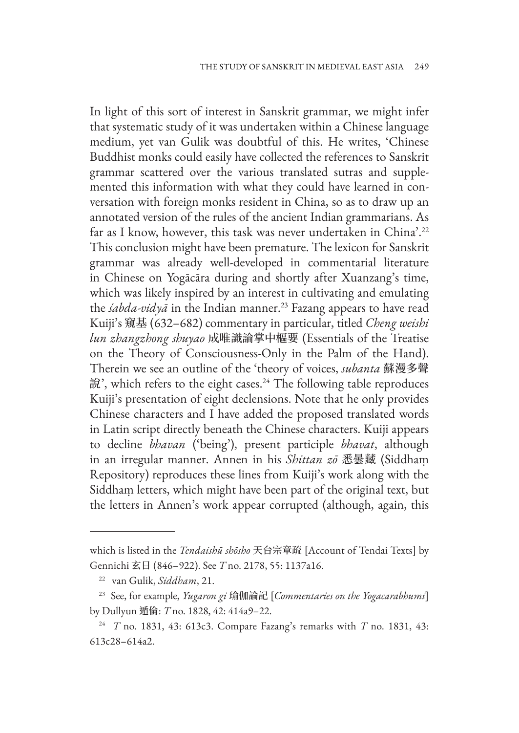In light of this sort of interest in Sanskrit grammar, we might infer that systematic study of it was undertaken within a Chinese language medium, yet van Gulik was doubtful of this. He writes, 'Chinese Buddhist monks could easily have collected the references to Sanskrit grammar scattered over the various translated sutras and supplemented this information with what they could have learned in conversation with foreign monks resident in China, so as to draw up an annotated version of the rules of the ancient Indian grammarians. As far as I know, however, this task was never undertaken in China'.[22] This conclusion might have been premature. The lexicon for Sanskrit grammar was already well-developed in commentarial literature in Chinese on Yogācāra during and shortly after Xuanzang's time, which was likely inspired by an interest in cultivating and emulating the *śabda-vidyā* in the Indian manner.[23] Fazang appears to have read Kuiji's 窺基 (632–682) commentary in particular, titled *Cheng weishi lun zhangzhong shuyao* 成唯識論掌中樞要 (Essentials of the Treatise on the Theory of Consciousness-Only in the Palm of the Hand). Therein we see an outline of the 'theory of voices, *subanta* 蘇漫多聲說', which refers to the eight cases.[24] The following table reproduces Kuiji's presentation of eight declensions. Note that he only provides Chinese characters and I have added the proposed translated words in Latin script directly beneath the Chinese characters. Kuiji appears to decline *bhavan* ('being'), present participle *bhavat*, although in an irregular manner. Annen in his *Shittan zō* 悉曇藏 (Siddhaṃ Repository) reproduces these lines from Kuiji's work along with the Siddhaṃ letters, which might have been part of the original text, but the letters in Annen's work appear corrupted (although, again, this

---

which is listed in the *Tendaishū shōsho* 天台宗章疏 [Account of Tendai Texts] by Gennichi 玄日 (846–922). See *T* no. 2178, 55: 1137a16.

[22] van Gulik, *Siddham*, 21.

[23] See, for example, *Yugaron gi* 瑜伽論記 [*Commentaries on the Yogācārabhūmi*] by Dullyun 遁倫: *T* no. 1828, 42: 414a9–22.

[24] *T* no. 1831, 43: 613c3. Compare Fazang's remarks with *T* no. 1831, 43: 613c28–614a2.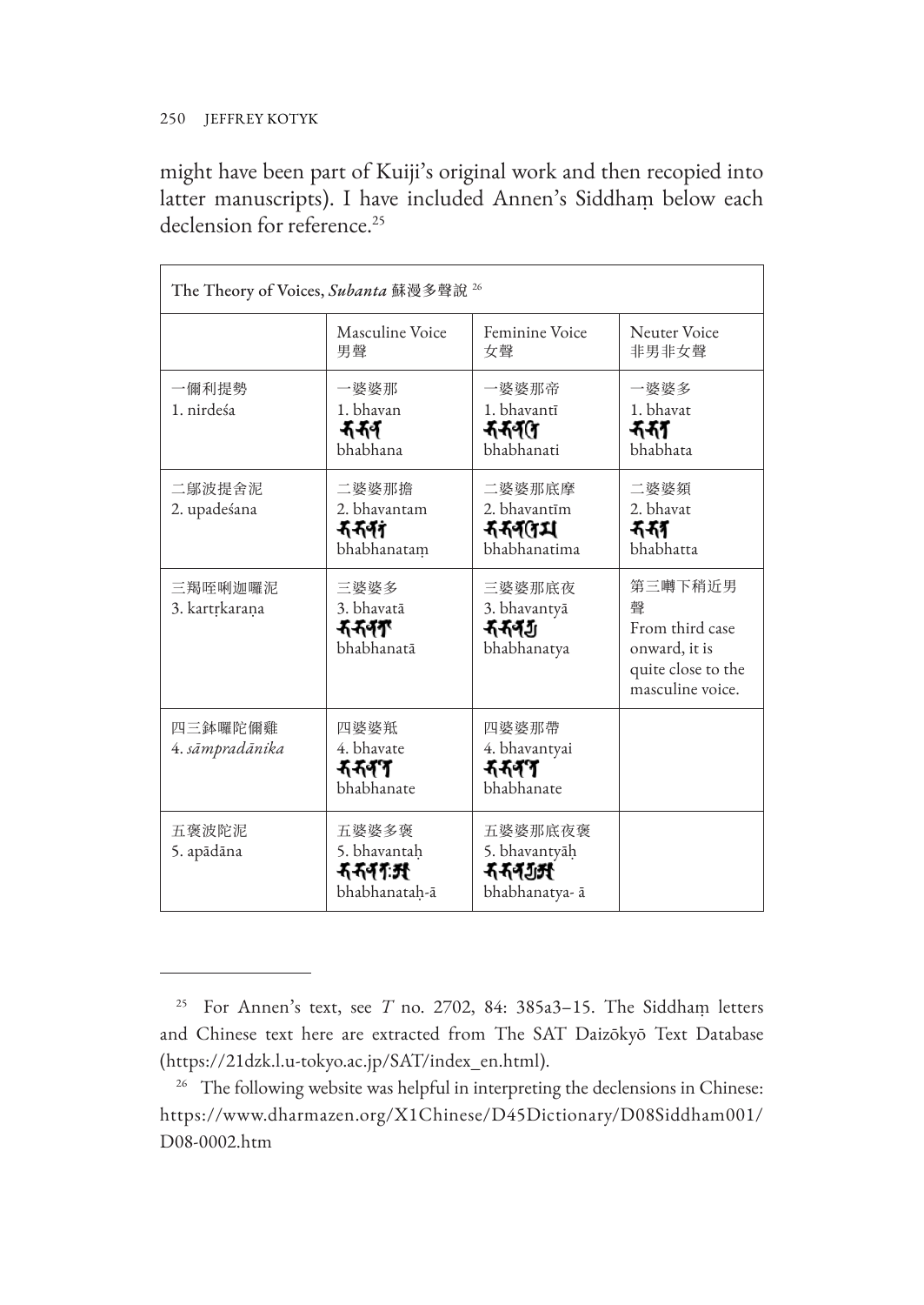might have been part of Kuiji's original work and then recopied into latter manuscripts). I have included Annen's Siddhaṃ below each declension for reference.[25]

| The Theory of Voices, *Subanta* 蘇漫多聲說 [26] | | | |
|---|---|---|---|
| | Masculine Voice 男聲 | Feminine Voice 女聲 | Neuter Voice 非男非女聲 |
| 一儞利提勢<br>1. nirdeśa | 一婆婆那<br>1. bhavan<br>𑖥𑖥𑖡<br>bhabhana | 一婆婆那帝<br>1. bhavantī<br>𑖥𑖥𑖡𑖝𑖰<br>bhabhanati | 一婆婆多<br>1. bhavat<br>𑖥𑖥𑖝<br>bhabhata |
| 二鄔波提舍泥<br>2. upadeśana | 二婆婆那擔<br>2. bhavantam<br>𑖥𑖥𑖡𑖝𑖽<br>bhabhanataṃ | 二婆婆那底摩<br>2. bhavantīm<br>𑖥𑖥𑖡𑖝𑖰𑖦<br>bhabhanatima | 二婆婆頞<br>2. bhavat<br>𑖥𑖥𑖝𑖿𑖝<br>bhabhatta |
| 三羯咥唎迦囉泥<br>3. kartṛkaraṇa | 三婆婆多<br>3. bhavatā<br>𑖥𑖥𑖡𑖝𑖯<br>bhabhanatā | 三婆婆那底夜<br>3. bhavantyā<br>𑖥𑖥𑖡𑖝𑖿𑖧<br>bhabhanatya | 第三囀下稍近男聲<br>From third case onward, it is quite close to the masculine voice. |
| 四三鉢囉陀儞雞<br>4. *sāmpradānika* | 四婆婆羝<br>4. bhavate<br>𑖥𑖥𑖡𑖝𑖸<br>bhabhanate | 四婆婆那帶<br>4. bhavantyai<br>𑖥𑖥𑖡𑖝𑖸<br>bhabhanate | |
| 五褒波陀泥<br>5. apādāna | 五婆婆多褒<br>5. bhavantaḥ<br>𑖥𑖥𑖡𑖝𑖾𑖁<br>bhabhanataḥ-ā | 五婆婆那底夜褒<br>5. bhavantyāḥ<br>𑖥𑖥𑖡𑖝𑖿𑖧𑖁<br>bhabhanatya- ā | |

---

[25] For Annen's text, see *T* no. 2702, 84: 385a3–15. The Siddhaṃ letters and Chinese text here are extracted from The SAT Daizōkyō Text Database (https://21dzk.l.u-tokyo.ac.jp/SAT/index_en.html).

[26] The following website was helpful in interpreting the declensions in Chinese: https://www.dharmazen.org/X1Chinese/D45Dictionary/D08Siddham001/D08-0002.htm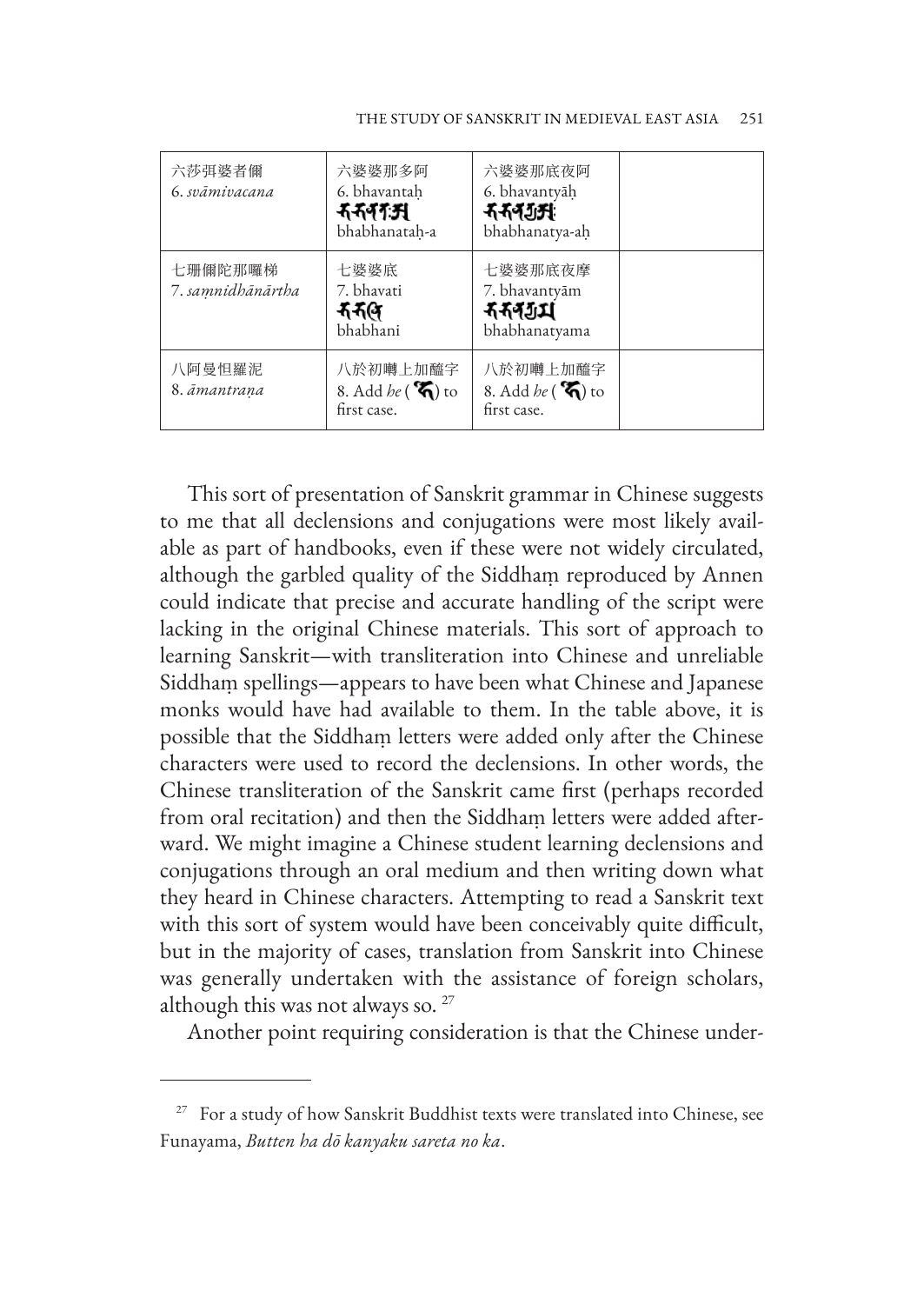| 六莎弭婆者儞<br>6. *svāmivacana* | 六婆婆那多阿<br>6. bhavantaḥ<br>𑖥𑖥𑖡𑖝𑖾𑖀<br>bhabhanataḥ-a | 六婆婆那底夜阿<br>6. bhavantyāḥ<br>𑖥𑖥𑖡𑖝𑖿𑖧𑖀𑖾<br>bhabhanatya-aḥ | |
|---|---|---|---|
| 七珊儞陀那囉梯<br>7. *saṃnidhānārtha* | 七婆婆底<br>7. bhavati<br>𑖥𑖥𑖡𑖰<br>bhabhani | 七婆婆那底夜摩<br>7. bhavantyām<br>𑖥𑖥𑖡𑖝𑖿𑖧𑖦<br>bhabhanatyama | |
| 八阿曼怛羅泥<br>8. *āmantraṇa* | 八於初囀上加醯字<br>8. Add *he* (𑖮𑖸) to first case. | 八於初囀上加醯字<br>8. Add *he* (𑖮𑖸) to first case. | |

This sort of presentation of Sanskrit grammar in Chinese suggests to me that all declensions and conjugations were most likely available as part of handbooks, even if these were not widely circulated, although the garbled quality of the Siddhaṃ reproduced by Annen could indicate that precise and accurate handling of the script were lacking in the original Chinese materials. This sort of approach to learning Sanskrit—with transliteration into Chinese and unreliable Siddhaṃ spellings—appears to have been what Chinese and Japanese monks would have had available to them. In the table above, it is possible that the Siddhaṃ letters were added only after the Chinese characters were used to record the declensions. In other words, the Chinese transliteration of the Sanskrit came first (perhaps recorded from oral recitation) and then the Siddhaṃ letters were added afterward. We might imagine a Chinese student learning declensions and conjugations through an oral medium and then writing down what they heard in Chinese characters. Attempting to read a Sanskrit text with this sort of system would have been conceivably quite difficult, but in the majority of cases, translation from Sanskrit into Chinese was generally undertaken with the assistance of foreign scholars, although this was not always so. [27]

Another point requiring consideration is that the Chinese under-

---

[27] For a study of how Sanskrit Buddhist texts were translated into Chinese, see Funayama, *Butten ha dō kanyaku sareta no ka*.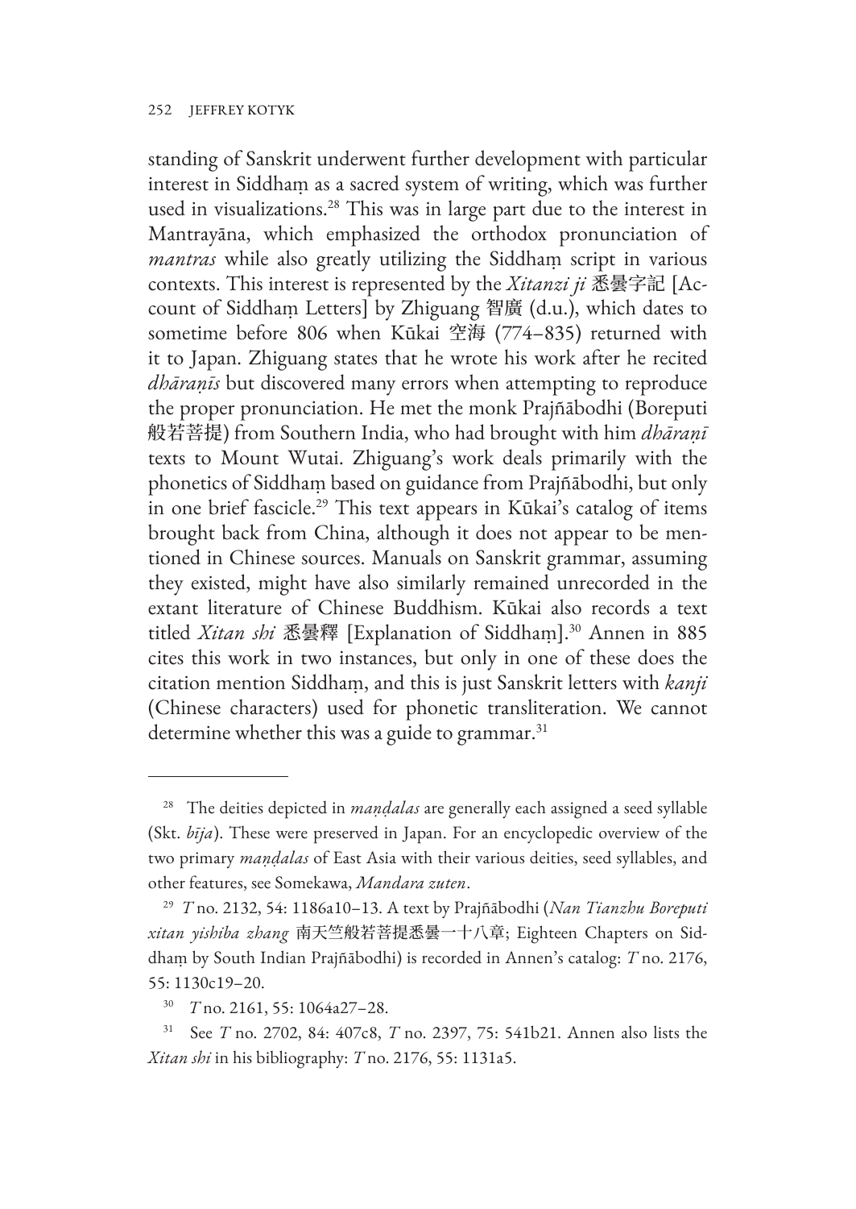standing of Sanskrit underwent further development with particular interest in Siddhaṃ as a sacred system of writing, which was further used in visualizations.[28] This was in large part due to the interest in Mantrayāna, which emphasized the orthodox pronunciation of *mantras* while also greatly utilizing the Siddhaṃ script in various contexts. This interest is represented by the *Xitanzi ji* 悉曇字記 [Account of Siddhaṃ Letters] by Zhiguang 智廣 (d.u.), which dates to sometime before 806 when Kūkai 空海 (774–835) returned with it to Japan. Zhiguang states that he wrote his work after he recited *dhāraṇīs* but discovered many errors when attempting to reproduce the proper pronunciation. He met the monk Prajñābodhi (Boreputi 般若菩提) from Southern India, who had brought with him *dhāraṇī* texts to Mount Wutai. Zhiguang's work deals primarily with the phonetics of Siddhaṃ based on guidance from Prajñābodhi, but only in one brief fascicle.[29] This text appears in Kūkai's catalog of items brought back from China, although it does not appear to be mentioned in Chinese sources. Manuals on Sanskrit grammar, assuming they existed, might have also similarly remained unrecorded in the extant literature of Chinese Buddhism. Kūkai also records a text titled *Xitan shi* 悉曇釋 [Explanation of Siddhaṃ].[30] Annen in 885 cites this work in two instances, but only in one of these does the citation mention Siddhaṃ, and this is just Sanskrit letters with *kanji* (Chinese characters) used for phonetic transliteration. We cannot determine whether this was a guide to grammar.[31]

---

[28] The deities depicted in *maṇḍalas* are generally each assigned a seed syllable (Skt. *bīja*). These were preserved in Japan. For an encyclopedic overview of the two primary *maṇḍalas* of East Asia with their various deities, seed syllables, and other features, see Somekawa, *Mandara zuten*.

[29] *T* no. 2132, 54: 1186a10–13. A text by Prajñābodhi (*Nan Tianzhu Boreputi xitan yishiba zhang* 南天竺般若菩提悉曇一十八章; Eighteen Chapters on Siddhaṃ by South Indian Prajñābodhi) is recorded in Annen's catalog: *T* no. 2176, 55: 1130c19–20.

[30] *T* no. 2161, 55: 1064a27–28.

[31] See *T* no. 2702, 84: 407c8, *T* no. 2397, 75: 541b21. Annen also lists the *Xitan shi* in his bibliography: *T* no. 2176, 55: 1131a5.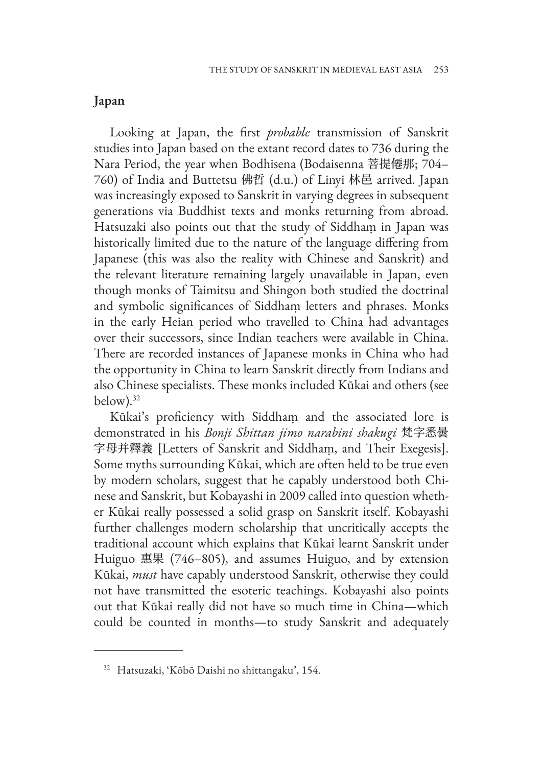## Japan

Looking at Japan, the first *probable* transmission of Sanskrit studies into Japan based on the extant record dates to 736 during the Nara Period, the year when Bodhisena (Bodaisenna 菩提僊那; 704–760) of India and Buttetsu 佛哲 (d.u.) of Linyi 林邑 arrived. Japan was increasingly exposed to Sanskrit in varying degrees in subsequent generations via Buddhist texts and monks returning from abroad. Hatsuzaki also points out that the study of Siddhaṃ in Japan was historically limited due to the nature of the language differing from Japanese (this was also the reality with Chinese and Sanskrit) and the relevant literature remaining largely unavailable in Japan, even though monks of Taimitsu and Shingon both studied the doctrinal and symbolic significances of Siddhaṃ letters and phrases. Monks in the early Heian period who travelled to China had advantages over their successors, since Indian teachers were available in China. There are recorded instances of Japanese monks in China who had the opportunity in China to learn Sanskrit directly from Indians and also Chinese specialists. These monks included Kūkai and others (see below).[32]

Kūkai's proficiency with Siddhaṃ and the associated lore is demonstrated in his *Bonji Shittan jimo narabini shakugi* 梵字悉曇字母并釋義 [Letters of Sanskrit and Siddhaṃ, and Their Exegesis]. Some myths surrounding Kūkai, which are often held to be true even by modern scholars, suggest that he capably understood both Chinese and Sanskrit, but Kobayashi in 2009 called into question whether Kūkai really possessed a solid grasp on Sanskrit itself. Kobayashi further challenges modern scholarship that uncritically accepts the traditional account which explains that Kūkai learnt Sanskrit under Huiguo 惠果 (746–805), and assumes Huiguo, and by extension Kūkai, *must* have capably understood Sanskrit, otherwise they could not have transmitted the esoteric teachings. Kobayashi also points out that Kūkai really did not have so much time in China—which could be counted in months—to study Sanskrit and adequately

[32] Hatsuzaki, 'Kōbō Daishi no shittangaku', 154.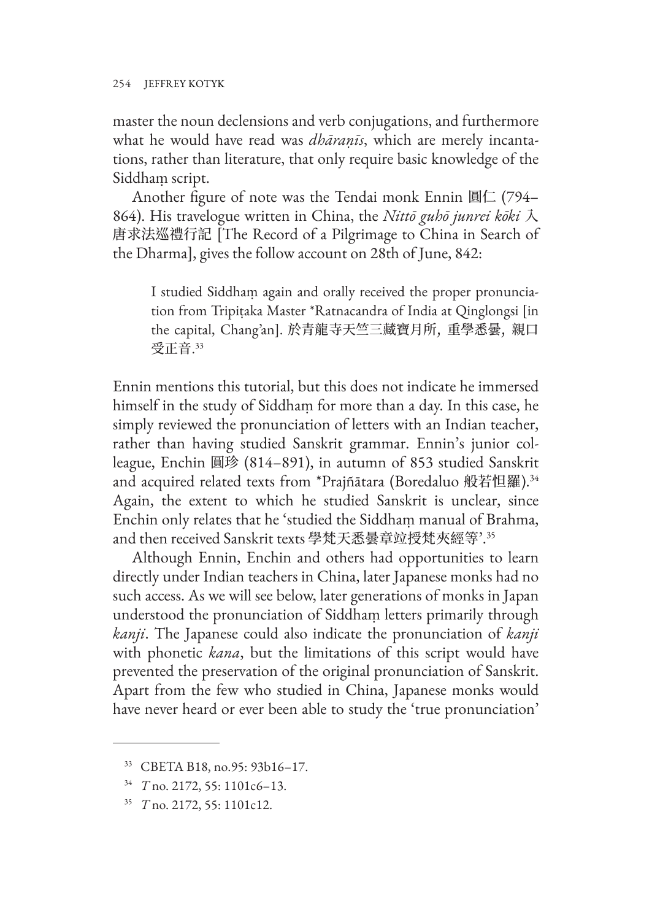master the noun declensions and verb conjugations, and furthermore what he would have read was *dhāraṇīs*, which are merely incantations, rather than literature, that only require basic knowledge of the Siddhaṃ script.

Another figure of note was the Tendai monk Ennin 圓仁 (794–864). His travelogue written in China, the *Nittō guhō junrei kōki* 入唐求法巡禮行記 [The Record of a Pilgrimage to China in Search of the Dharma], gives the follow account on 28th of June, 842:

> I studied Siddhaṃ again and orally received the proper pronunciation from Tripiṭaka Master *Ratnacandra of India at Qinglongsi [in the capital, Chang'an]. 於青龍寺天竺三藏寶月所，重學悉曇，親口受正音.[33]

Ennin mentions this tutorial, but this does not indicate he immersed himself in the study of Siddhaṃ for more than a day. In this case, he simply reviewed the pronunciation of letters with an Indian teacher, rather than having studied Sanskrit grammar. Ennin's junior colleague, Enchin 圓珍 (814–891), in autumn of 853 studied Sanskrit and acquired related texts from *Prajñātara (Boredaluo 般若怛羅).[34] Again, the extent to which he studied Sanskrit is unclear, since Enchin only relates that he 'studied the Siddhaṃ manual of Brahma, and then received Sanskrit texts 學梵天悉曇章竝授梵夾經等'.[35]

Although Ennin, Enchin and others had opportunities to learn directly under Indian teachers in China, later Japanese monks had no such access. As we will see below, later generations of monks in Japan understood the pronunciation of Siddhaṃ letters primarily through *kanji*. The Japanese could also indicate the pronunciation of *kanji* with phonetic *kana*, but the limitations of this script would have prevented the preservation of the original pronunciation of Sanskrit. Apart from the few who studied in China, Japanese monks would have never heard or ever been able to study the 'true pronunciation'

---

[33] CBETA B18, no.95: 93b16–17.

[34] *T* no. 2172, 55: 1101c6–13.

[35] *T* no. 2172, 55: 1101c12.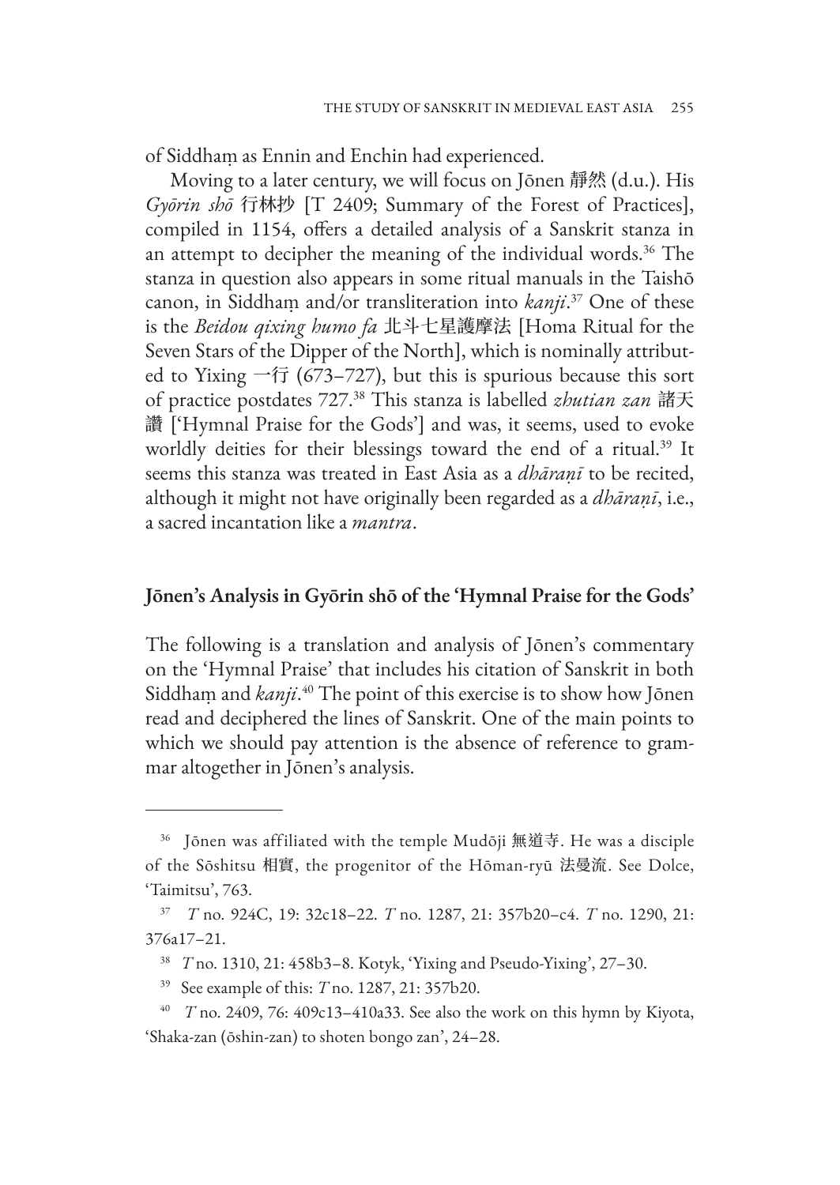of Siddhaṃ as Ennin and Enchin had experienced.

Moving to a later century, we will focus on Jōnen 靜然 (d.u.). His *Gyōrin shō* 行林抄 [T 2409; Summary of the Forest of Practices], compiled in 1154, offers a detailed analysis of a Sanskrit stanza in an attempt to decipher the meaning of the individual words.[36] The stanza in question also appears in some ritual manuals in the Taishō canon, in Siddhaṃ and/or transliteration into *kanji*.[37] One of these is the *Beidou qixing humo fa* 北斗七星護摩法 [Homa Ritual for the Seven Stars of the Dipper of the North], which is nominally attributed to Yixing 一行 (673–727), but this is spurious because this sort of practice postdates 727.[38] This stanza is labelled *zhutian zan* 諸天讚 ['Hymnal Praise for the Gods'] and was, it seems, used to evoke worldly deities for their blessings toward the end of a ritual.[39] It seems this stanza was treated in East Asia as a *dhāraṇī* to be recited, although it might not have originally been regarded as a *dhāraṇī*, i.e., a sacred incantation like a *mantra*.

## Jōnen's Analysis in Gyōrin shō of the 'Hymnal Praise for the Gods'

The following is a translation and analysis of Jōnen's commentary on the 'Hymnal Praise' that includes his citation of Sanskrit in both Siddhaṃ and *kanji*.[40] The point of this exercise is to show how Jōnen read and deciphered the lines of Sanskrit. One of the main points to which we should pay attention is the absence of reference to grammar altogether in Jōnen's analysis.

---

[36] Jōnen was affiliated with the temple Mudōji 無道寺. He was a disciple of the Sōshitsu 相實, the progenitor of the Hōman-ryū 法曼流. See Dolce, 'Taimitsu', 763.

[37] *T* no. 924C, 19: 32c18–22. *T* no. 1287, 21: 357b20–c4. *T* no. 1290, 21: 376a17–21.

[38] *T* no. 1310, 21: 458b3–8. Kotyk, 'Yixing and Pseudo-Yixing', 27–30.

[39] See example of this: *T* no. 1287, 21: 357b20.

[40] *T* no. 2409, 76: 409c13–410a33. See also the work on this hymn by Kiyota, 'Shaka-zan (ōshin-zan) to shoten bongo zan', 24–28.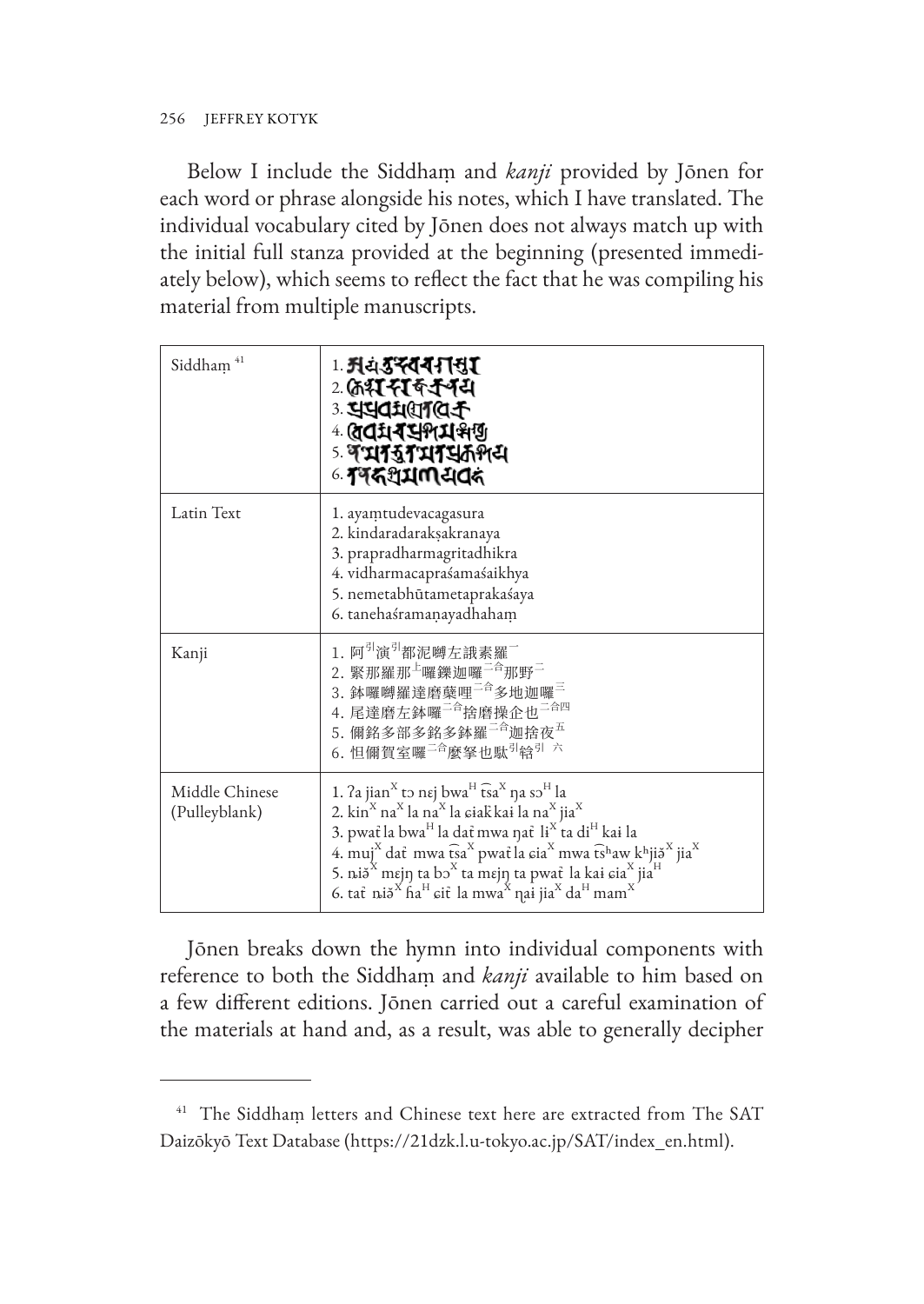Below I include the Siddhaṃ and *kanji* provided by Jōnen for each word or phrase alongside his notes, which I have translated. The individual vocabulary cited by Jōnen does not always match up with the initial full stanza provided at the beginning (presented immediately below), which seems to reflect the fact that he was compiling his material from multiple manuscripts.

| Siddhaṃ [41] | 1. 𑖀𑖧𑖽𑖝𑖲𑖟𑖸𑖪𑖓𑖐𑖭𑖲𑖨<br>2. 𑖎𑖰𑖡𑖿𑖟𑖨𑖟𑖨𑖎𑖿𑖬𑖎𑖿𑖨𑖡𑖧<br>3. 𑖢𑖿𑖨𑖢𑖿𑖨𑖠𑖨𑖿𑖦𑖐𑖿𑖨𑖰𑖝𑖠𑖰𑖎𑖿𑖨<br>4. 𑖪𑖰𑖠𑖨𑖿𑖦𑖓𑖢𑖿𑖨𑖫𑖦𑖫𑖹𑖏𑖿𑖧<br>5. 𑖡𑖸𑖦𑖸𑖝𑖥𑖳𑖝𑖦𑖸𑖝𑖢𑖿𑖨𑖎𑖫𑖧<br>6. 𑖝𑖡𑖸𑖮𑖫𑖿𑖨𑖦𑖜𑖧𑖠𑖮𑖽 |
|---|---|
| Latin Text | 1. ayaṃtudevacagasura<br>2. kindaradarakṣakranaya<br>3. prapradharmagritadhikra<br>4. vidharmacapraśamaśaikhya<br>5. nemetabhūtametaprakaśaya<br>6. tanehaśramaṇayadhahaṃ |
| Kanji | 1. 阿引演引都泥嚩左誐素羅一<br>2. 緊那羅那上囉鑠迦囉二合那野二<br>3. 鉢囉嚩羅達磨蘖哩二合多地迦囉三<br>4. 尾達磨左鉢囉二合捨磨操企也二合四<br>5. 儞銘多部多銘多鉢羅二合迦捨夜五<br>6. 怛儞賀室囉二合麼拏也馱引鋡引 六 |
| Middle Chinese (Pulleyblank) | 1. ʔa jian$^{X}$ tɔ nɛj bwa$^{H}$ t͡sa$^{X}$ ŋa sɔ$^{H}$ la<br>2. kin$^{X}$ na$^{X}$ la na$^{X}$ la ɕiak kaɨ la na$^{X}$ jia$^{X}$<br>3. pwat la bwa$^{H}$ la dat mwa ŋat li$^{X}$ ta di$^{H}$ kaɨ la<br>4. muj$^{X}$ dat mwa t͡sa$^{X}$ pwat la ɕia$^{X}$ mwa t͡sʰaw kʰjiǎ$^{X}$ jia$^{X}$<br>5. ɳiǎ$^{X}$ mɛjŋ ta bɔ$^{X}$ ta mɛjŋ ta pwat la kaɨ ɕia$^{X}$ jia$^{H}$<br>6. tat ɳiǎ$^{X}$ ɦa$^{H}$ ɕit la mwa$^{X}$ ɳai jia$^{X}$ da$^{H}$ mam$^{X}$ |

Jōnen breaks down the hymn into individual components with reference to both the Siddhaṃ and *kanji* available to him based on a few different editions. Jōnen carried out a careful examination of the materials at hand and, as a result, was able to generally decipher

[41] The Siddhaṃ letters and Chinese text here are extracted from The SAT Daizōkyō Text Database (https://21dzk.l.u-tokyo.ac.jp/SAT/index_en.html).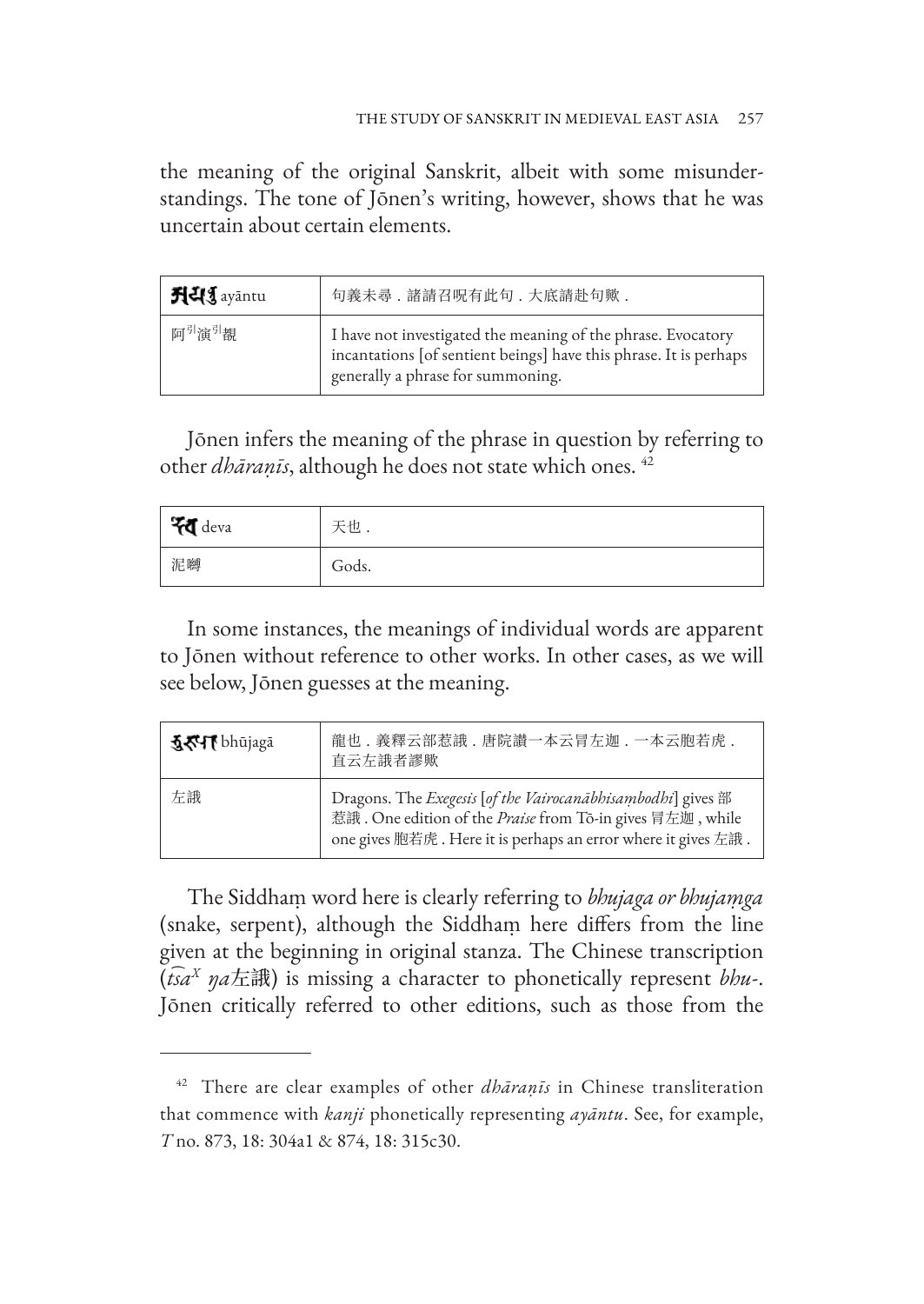the meaning of the original Sanskrit, albeit with some misunderstandings. The tone of Jōnen's writing, however, shows that he was uncertain about certain elements.

| आयान्तु ayāntu | 句義未尋．諸請召呪有此句．大底請赴句歟． |
|---|---|
| 阿引演引覩 | I have not investigated the meaning of the phrase. Evocatory incantations [of sentient beings] have this phrase. It is perhaps generally a phrase for summoning. |

Jōnen infers the meaning of the phrase in question by referring to other *dhāraṇīs*, although he does not state which ones. [42]

| देव deva | 天也． |
|---|---|
| 泥嚩 | Gods. |

In some instances, the meanings of individual words are apparent to Jōnen without reference to other works. In other cases, as we will see below, Jōnen guesses at the meaning.

| भूजगा bhūjagā | 龍也．義釋云部惹誐．唐院讃一本云冐左迦．一本云胞若虎．直云左誐者謬歟 |
|---|---|
| 左誐 | Dragons. The *Exegesis* [*of the Vairocanābhisaṃbodhi*] gives 部惹誐. One edition of the *Praise* from Tō-in gives 冐左迦, while one gives 胞若虎. Here it is perhaps an error where it gives 左誐. |

The Siddhaṃ word here is clearly referring to *bhujaga or bhujaṃga* (snake, serpent), although the Siddhaṃ here differs from the line given at the beginning in original stanza. The Chinese transcription ($\widehat{tsa}^X$ *ŋa*左誐) is missing a character to phonetically represent *bhu-*. Jōnen critically referred to other editions, such as those from the

---

[42] There are clear examples of other *dhāraṇīs* in Chinese transliteration that commence with *kanji* phonetically representing *ayāntu*. See, for example, *T* no. 873, 18: 304a1 & 874, 18: 315c30.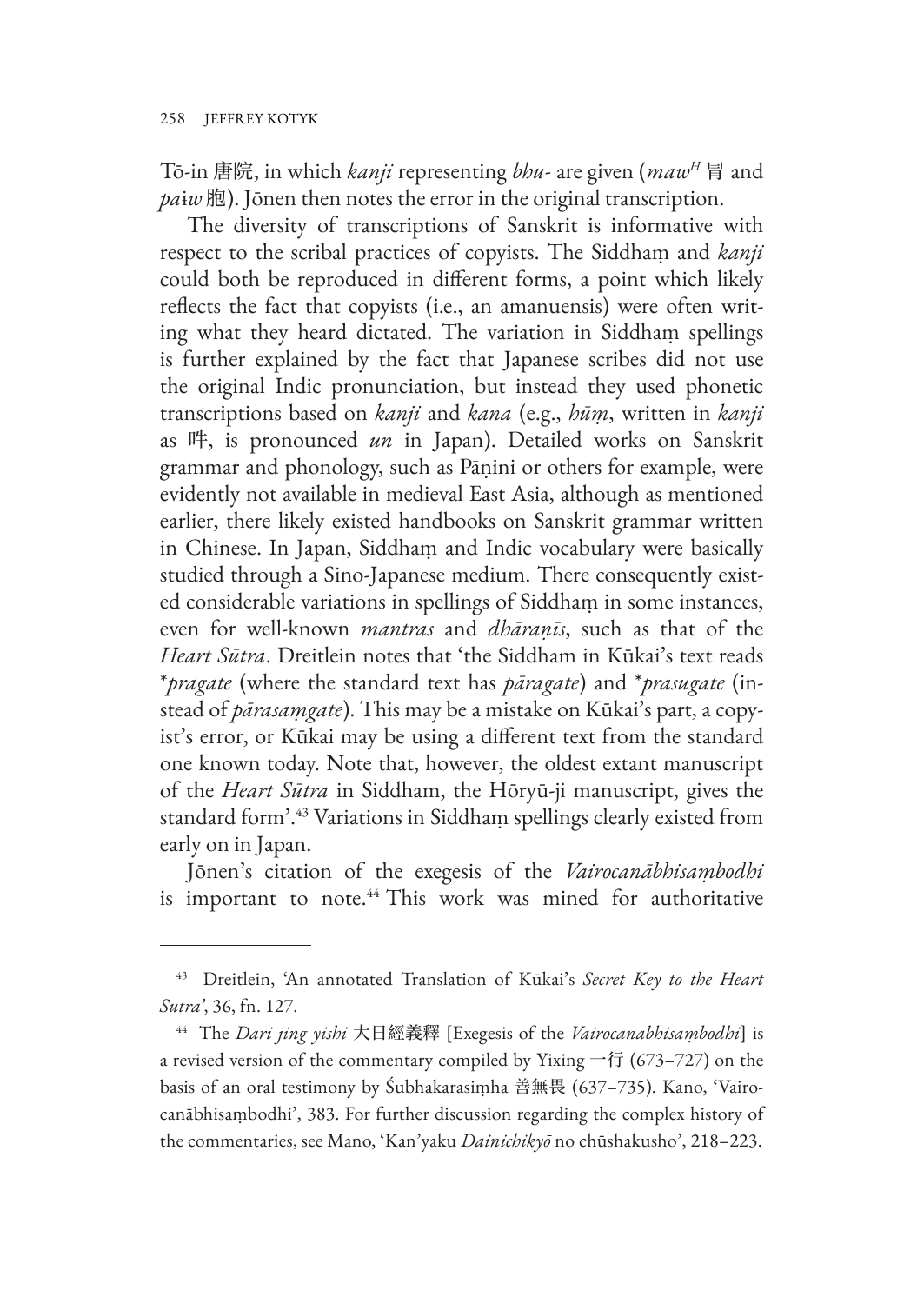Tō-in 唐院, in which *kanji* representing *bhu-* are given (*maw*$^{H}$ 冒 and *paiw* 胞). Jōnen then notes the error in the original transcription.

The diversity of transcriptions of Sanskrit is informative with respect to the scribal practices of copyists. The Siddhaṃ and *kanji* could both be reproduced in different forms, a point which likely reflects the fact that copyists (i.e., an amanuensis) were often writing what they heard dictated. The variation in Siddhaṃ spellings is further explained by the fact that Japanese scribes did not use the original Indic pronunciation, but instead they used phonetic transcriptions based on *kanji* and *kana* (e.g., *hūṃ*, written in *kanji* as 吽, is pronounced *un* in Japan). Detailed works on Sanskrit grammar and phonology, such as Pāṇini or others for example, were evidently not available in medieval East Asia, although as mentioned earlier, there likely existed handbooks on Sanskrit grammar written in Chinese. In Japan, Siddhaṃ and Indic vocabulary were basically studied through a Sino-Japanese medium. There consequently existed considerable variations in spellings of Siddhaṃ in some instances, even for well-known *mantras* and *dhāraṇīs*, such as that of the *Heart Sūtra*. Dreitlein notes that 'the Siddham in Kūkai's text reads **pragate* (where the standard text has *pāragate*) and **prasugate* (instead of *pārasaṃgate*). This may be a mistake on Kūkai's part, a copyist's error, or Kūkai may be using a different text from the standard one known today. Note that, however, the oldest extant manuscript of the *Heart Sūtra* in Siddham, the Hōryū-ji manuscript, gives the standard form'.[43] Variations in Siddhaṃ spellings clearly existed from early on in Japan.

Jōnen's citation of the exegesis of the *Vairocanābhisaṃbodhi* is important to note.[44] This work was mined for authoritative

---

[43] Dreitlein, 'An annotated Translation of Kūkai's *Secret Key to the Heart Sūtra*', 36, fn. 127.

[44] The *Dari jing yishi* 大日經義釋 [Exegesis of the *Vairocanābhisaṃbodhi*] is a revised version of the commentary compiled by Yixing 一行 (673–727) on the basis of an oral testimony by Śubhakarasiṃha 善無畏 (637–735). Kano, 'Vairocanābhisaṃbodhi', 383. For further discussion regarding the complex history of the commentaries, see Mano, 'Kan'yaku *Dainichikyō* no chūshakusho', 218–223.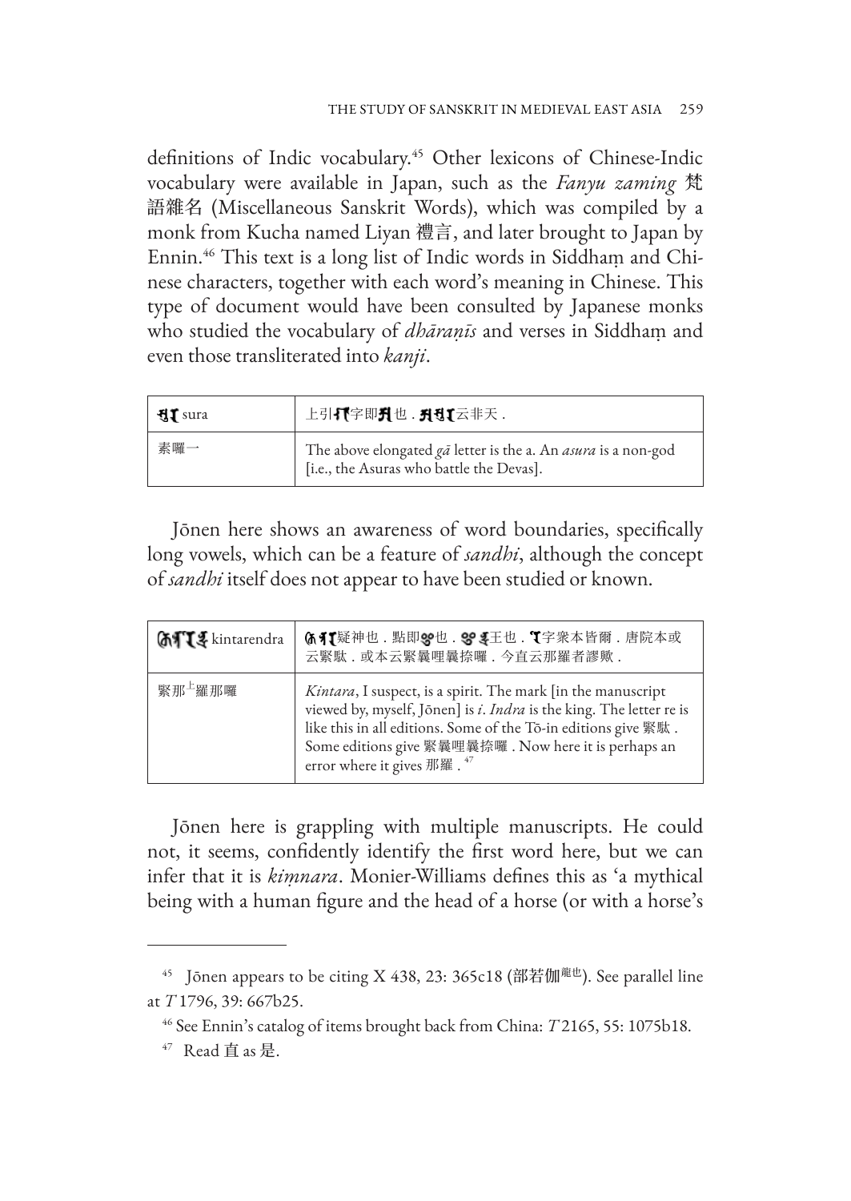definitions of Indic vocabulary.[45] Other lexicons of Chinese-Indic vocabulary were available in Japan, such as the *Fanyu zaming* 梵語雜名 (Miscellaneous Sanskrit Words), which was compiled by a monk from Kucha named Liyan 禮言, and later brought to Japan by Ennin.[46] This text is a long list of Indic words in Siddhaṃ and Chinese characters, together with each word's meaning in Chinese. This type of document would have been consulted by Japanese monks who studied the vocabulary of *dhāraṇīs* and verses in Siddhaṃ and even those transliterated into *kanji*.

| 𑖭𑖲𑖨 sura | 上引𑖐𑖯字即𑖀也．𑖀𑖭𑖲𑖨云非天． |
|---|---|
| 素囉一 | The above elongated *gā* letter is the a. An *asura* is a non-god [i.e., the Asuras who battle the Devas]. |

Jōnen here shows an awareness of word boundaries, specifically long vowels, which can be a feature of *sandhi*, although the concept of *sandhi* itself does not appear to have been studied or known.

| 𑖎𑖰𑖡𑖿𑖝𑖨𑖸𑖡𑖿𑖟𑖿𑖨 kintarendra | 𑖎𑖰𑖡𑖿𑖝𑖨疑神也．點即𑖂也．𑖂𑖡𑖿𑖟𑖿𑖨王也．𑖨𑖸字衆本皆爾．唐院本或云緊馱．或本云緊曩哩曩捺囉．今直云那羅者謬歟． |
|---|---|
| 緊那[上]羅那囉 | *Kintara*, I suspect, is a spirit. The mark [in the manuscript viewed by, myself, Jōnen] is *i*. *Indra* is the king. The letter re is like this in all editions. Some of the Tō-in editions give 緊馱. Some editions give 緊曩哩曩捺囉. Now here it is perhaps an error where it gives 那羅.[47] |

Jōnen here is grappling with multiple manuscripts. He could not, it seems, confidently identify the first word here, but we can infer that it is *kiṃnara*. Monier-Williams defines this as 'a mythical being with a human figure and the head of a horse (or with a horse's

---

[45] Jōnen appears to be citing X 438, 23: 365c18 (部若伽[蛇也]). See parallel line at *T* 1796, 39: 667b25.

[46] See Ennin's catalog of items brought back from China: *T* 2165, 55: 1075b18.

[47] Read 直 as 是.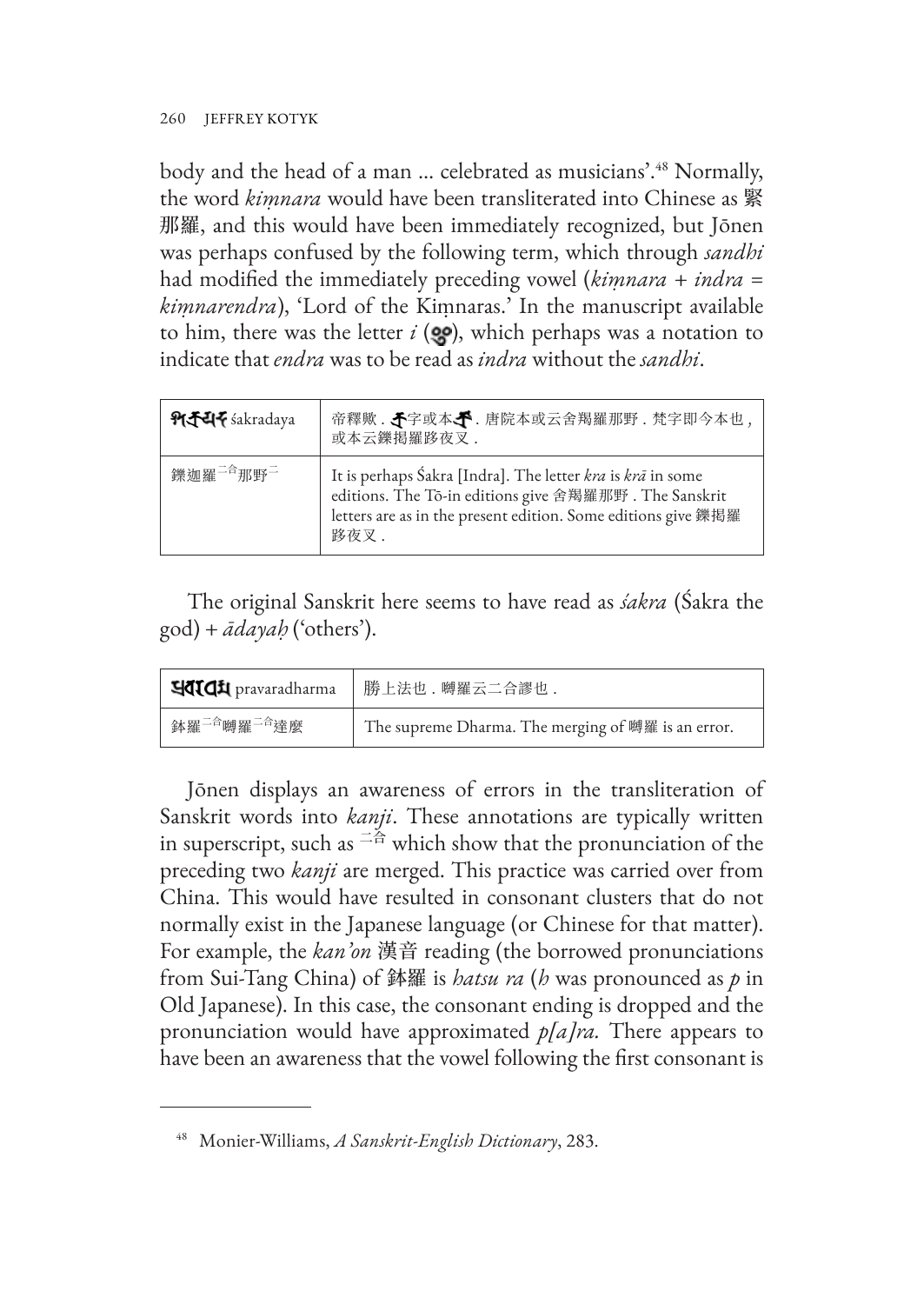body and the head of a man ... celebrated as musicians'.[48] Normally, the word *kiṃnara* would have been transliterated into Chinese as 緊那羅, and this would have been immediately recognized, but Jōnen was perhaps confused by the following term, which through *sandhi* had modified the immediately preceding vowel (*kiṃnara* + *indra* = *kiṃnarendra*), 'Lord of the Kiṃnaras.' In the manuscript available to him, there was the letter *i* (𑖂), which perhaps was a notation to indicate that *endra* was to be read as *indra* without the *sandhi*.

| 𑖫𑖎𑖿𑖨𑖟𑖧 śakradaya | 帝釋歟．𑖎𑖿𑖨字或本𑖎𑖿𑖨𑖯．唐院本或云舍羯羅那野．梵字即今本也，或本云鑠揭羅跢夜叉． |
|---|---|
| 鑠迦羅二合那野二 | It is perhaps Śakra [Indra]. The letter *kra* is *krā* in some editions. The Tō-in editions give 舍羯羅那野. The Sanskrit letters are as in the present edition. Some editions give 鑠揭羅跢夜叉. |

The original Sanskrit here seems to have read as *śakra* (Śakra the god) + *ādayaḥ* ('others').

| 𑖢𑖿𑖨𑖪𑖨𑖠𑖨𑖿𑖦 pravaradharma | 勝上法也．嚩羅云二合謬也． |
|---|---|
| 鉢羅二合嚩羅二合達麼 | The supreme Dharma. The merging of 嚩羅 is an error. |

Jōnen displays an awareness of errors in the transliteration of Sanskrit words into *kanji*. These annotations are typically written in superscript, such as 二合 which show that the pronunciation of the preceding two *kanji* are merged. This practice was carried over from China. This would have resulted in consonant clusters that do not normally exist in the Japanese language (or Chinese for that matter). For example, the *kan'on* 漢音 reading (the borrowed pronunciations from Sui-Tang China) of 鉢羅 is *hatsu ra* (*h* was pronounced as *p* in Old Japanese). In this case, the consonant ending is dropped and the pronunciation would have approximated *p[a]ra*. There appears to have been an awareness that the vowel following the first consonant is

[48] Monier-Williams, *A Sanskrit-English Dictionary*, 283.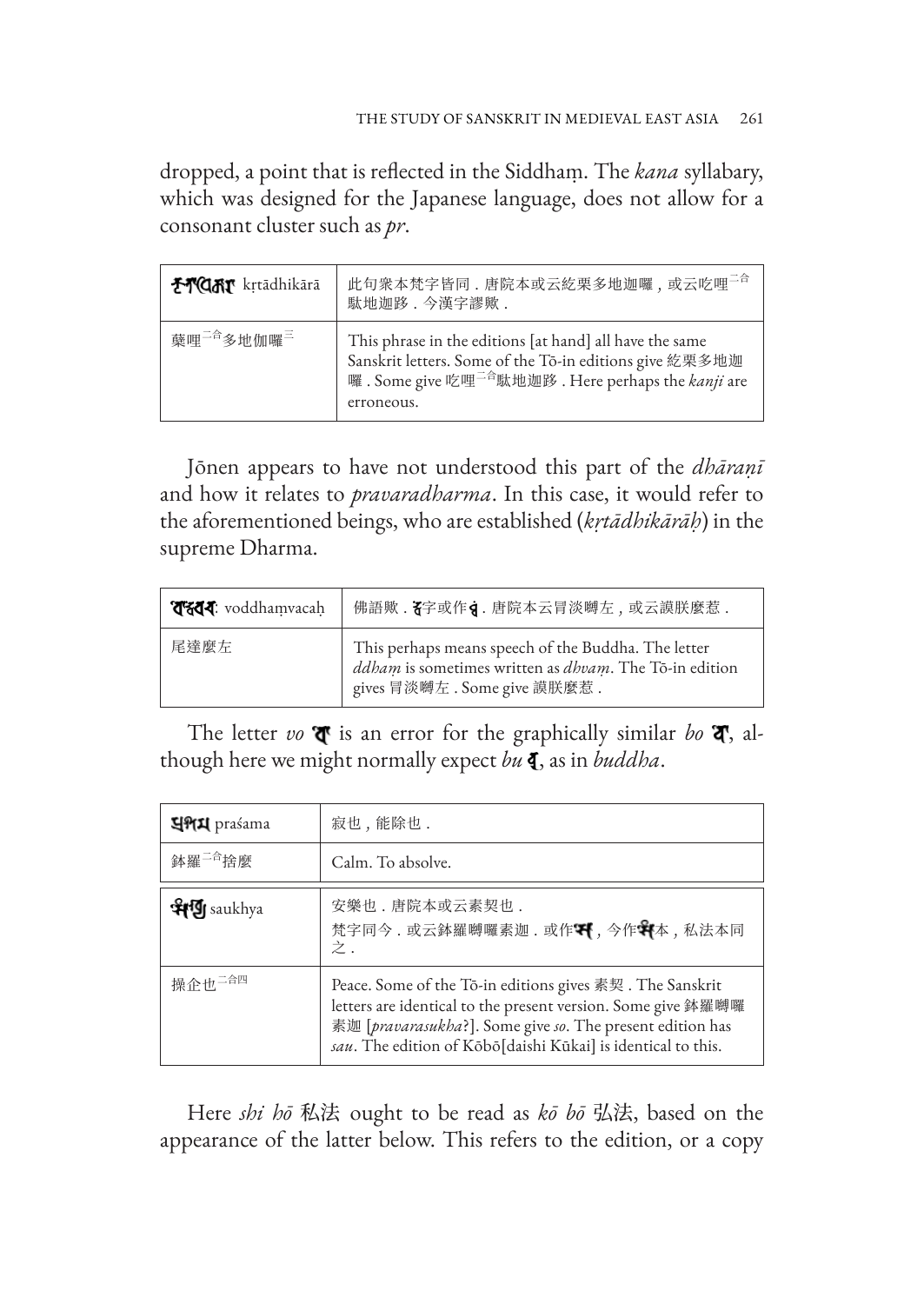dropped, a point that is reflected in the Siddhaṃ. The *kana* syllabary, which was designed for the Japanese language, does not allow for a consonant cluster such as *pr*.

| क्रताधिकारा kṛtādhikārā | 此句衆本梵字皆同．唐院本或云紇栗多地迦囉，或云吃哩二合馱地迦跢．今漢字謬歟． |
|---|---|
| 藥哩二合多地伽囉三 | This phrase in the editions [at hand] all have the same Sanskrit letters. Some of the Tō-in editions give 紇栗多地迦囉. Some give 吃哩二合馱地迦跢. Here perhaps the *kanji* are erroneous. |

Jōnen appears to have not understood this part of the *dhāraṇī* and how it relates to *pravaradharma*. In this case, it would refer to the aforementioned beings, who are established (*kṛtādhikārāḥ*) in the supreme Dharma.

| वोद्धंवचः voddhaṃvacaḥ | 佛語歟．ढ字或作ढ्व．唐院本云冐淡嚩左，或云謨朕麼惹． |
|---|---|
| 尾達麼左 | This perhaps means speech of the Buddha. The letter *ddhaṃ* is sometimes written as *dhvaṃ*. The Tō-in edition gives 冐淡嚩左. Some give 謨朕麼惹. |

The letter *vo* वो is an error for the graphically similar *bo* बो, although here we might normally expect *bu* बु, as in *buddha*.

| प्रशम praśama | 寂也，能除也． |
|---|---|
| 鉢羅二合捨麼 | Calm. To absolve. |

| सौख्य saukhya | 安樂也．唐院本或云素契也．<br>梵字同今．或云鉢羅嚩囉素迦．或作सो，今作सौ本，私法本同之． |
|---|---|
| 操企也二合四 | Peace. Some of the Tō-in editions gives 素契. The Sanskrit letters are identical to the present version. Some give 鉢羅嚩囉素迦 [*pravarasukha*?]. Some give *so*. The present edition has *sau*. The edition of Kōbō[daishi Kūkai] is identical to this. |

Here *shi hō* 私法 ought to be read as *kō bō* 弘法, based on the appearance of the latter below. This refers to the edition, or a copy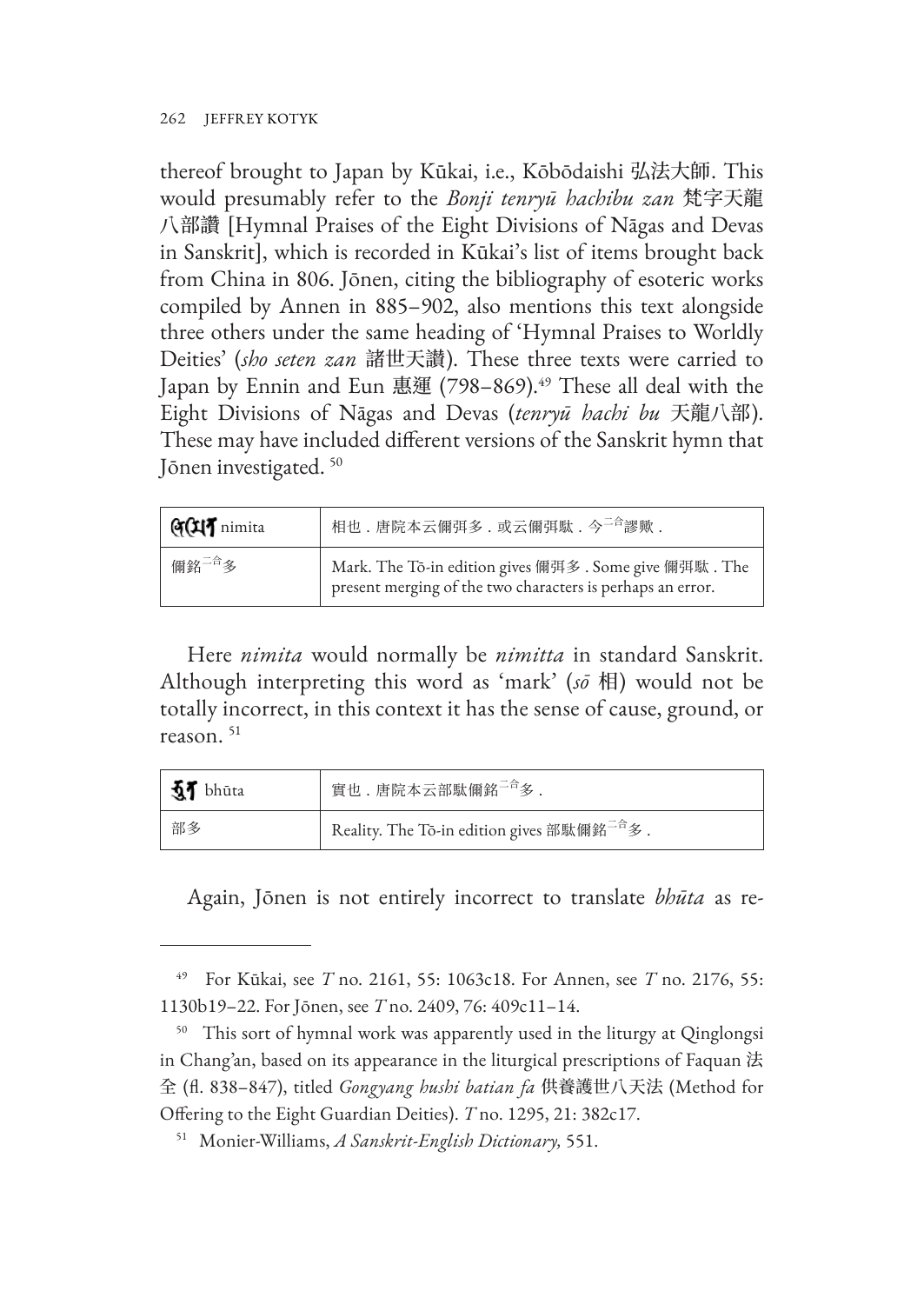thereof brought to Japan by Kūkai, i.e., Kōbōdaishi 弘法大師. This would presumably refer to the *Bonji tenryū hachibu zan* 梵字天龍八部讚 [Hymnal Praises of the Eight Divisions of Nāgas and Devas in Sanskrit], which is recorded in Kūkai's list of items brought back from China in 806. Jōnen, citing the bibliography of esoteric works compiled by Annen in 885–902, also mentions this text alongside three others under the same heading of 'Hymnal Praises to Worldly Deities' (*sho seten zan* 諸世天讃). These three texts were carried to Japan by Ennin and Eun 惠運 (798–869).[49] These all deal with the Eight Divisions of Nāgas and Devas (*tenryū hachi bu* 天龍八部). These may have included different versions of the Sanskrit hymn that Jōnen investigated. [50]

| nimita | 相也．唐院本云儞弭多．或云儞弭馱．今二合謬歟． |
|---|---|
| 儞銘二合多 | Mark. The Tō-in edition gives 儞弭多. Some give 儞弭馱. The present merging of the two characters is perhaps an error. |

Here *nimita* would normally be *nimitta* in standard Sanskrit. Although interpreting this word as 'mark' (*sō* 相) would not be totally incorrect, in this context it has the sense of cause, ground, or reason. [51]

| bhūta | 實也．唐院本云部馱儞銘二合多． |
|---|---|
| 部多 | Reality. The Tō-in edition gives 部馱儞銘二合多. |

Again, Jōnen is not entirely incorrect to translate *bhūta* as re-

---

[49] For Kūkai, see *T* no. 2161, 55: 1063c18. For Annen, see *T* no. 2176, 55: 1130b19–22. For Jōnen, see *T* no. 2409, 76: 409c11–14.

[50] This sort of hymnal work was apparently used in the liturgy at Qinglongsi in Chang'an, based on its appearance in the liturgical prescriptions of Faquan 法全 (fl. 838–847), titled *Gongyang hushi batian fa* 供養護世八天法 (Method for Offering to the Eight Guardian Deities). *T* no. 1295, 21: 382c17.

[51] Monier-Williams, *A Sanskrit-English Dictionary,* 551.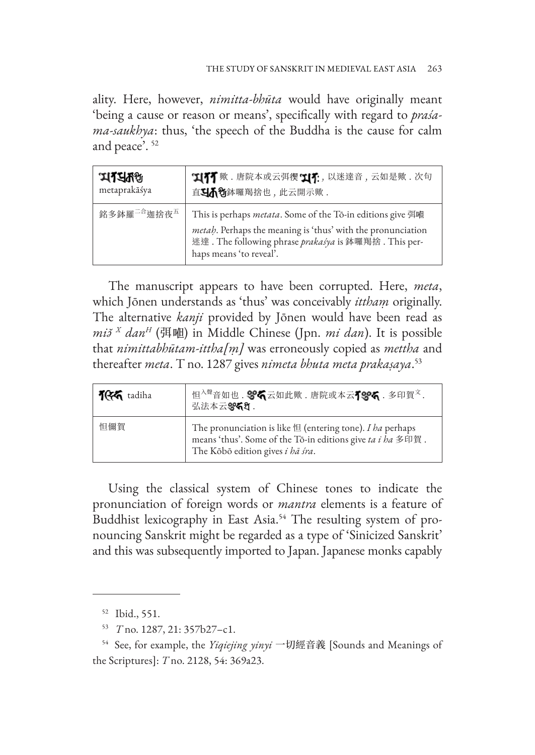ality. Here, however, *nimitta-bhūta* would have originally meant 'being a cause or reason or means', specifically with regard to *praśama-saukhya*: thus, 'the speech of the Buddha is the cause for calm and peace'. [52]

| 𑖦𑖝𑖢𑖿𑖨𑖎𑖯𑖫𑖿𑖧 metaprakāśya | 𑖦𑖝𑖝 歟．唐院本或云弭徦 𑖦𑖝𑖾，以迷達音，云如是歟．次句直𑖢𑖿𑖨𑖎𑖯𑖫𑖿𑖧鉢囉羯捨也，此云開示歟． |
|---|---|
| 銘多鉢羅二合迦捨夜五 | This is perhaps *metata*. Some of the Tō-in editions give 弭咃 *metaḥ*. Perhaps the meaning is 'thus' with the pronunciation 迷達. The following phrase *prakaśya* is 鉢囉羯捨. This perhaps means 'to reveal'. |

The manuscript appears to have been corrupted. Here, *meta*, which Jōnen understands as 'thus' was conceivably *itthaṃ* originally. The alternative *kanji* provided by Jōnen would have been read as *miɑ̆* $^{X}$ *dan*$^{H}$ (弭咃) in Middle Chinese (Jpn. *mi dan*). It is possible that *nimittabhūtam-ittha[ṃ]* was erroneously copied as *mettha* and thereafter *meta*. T no. 1287 gives *nimeta bhuta meta prakaṣaya*.[53]

| 𑖝𑖩𑖮 tadiha | 怛入聲音如也．𑖂𑖮云如此歟．唐院或本云𑖝𑖂𑖮．多印賀文．弘法本云𑖂𑖮𑖿𑖨． |
|---|---|
| 怛儞賀 | The pronunciation is like 怛 (entering tone). *I ha* perhaps means 'thus'. Some of the Tō-in editions give *ta i ha* 多印賀. The Kōbō edition gives *i hā śra*. |

Using the classical system of Chinese tones to indicate the pronunciation of foreign words or *mantra* elements is a feature of Buddhist lexicography in East Asia.[54] The resulting system of pronouncing Sanskrit might be regarded as a type of 'Sinicized Sanskrit' and this was subsequently imported to Japan. Japanese monks capably

---

[52] Ibid., 551.

[53] *T* no. 1287, 21: 357b27–c1.

[54] See, for example, the *Yiqiejing yinyi* 一切經音義 [Sounds and Meanings of the Scriptures]: *T* no. 2128, 54: 369a23.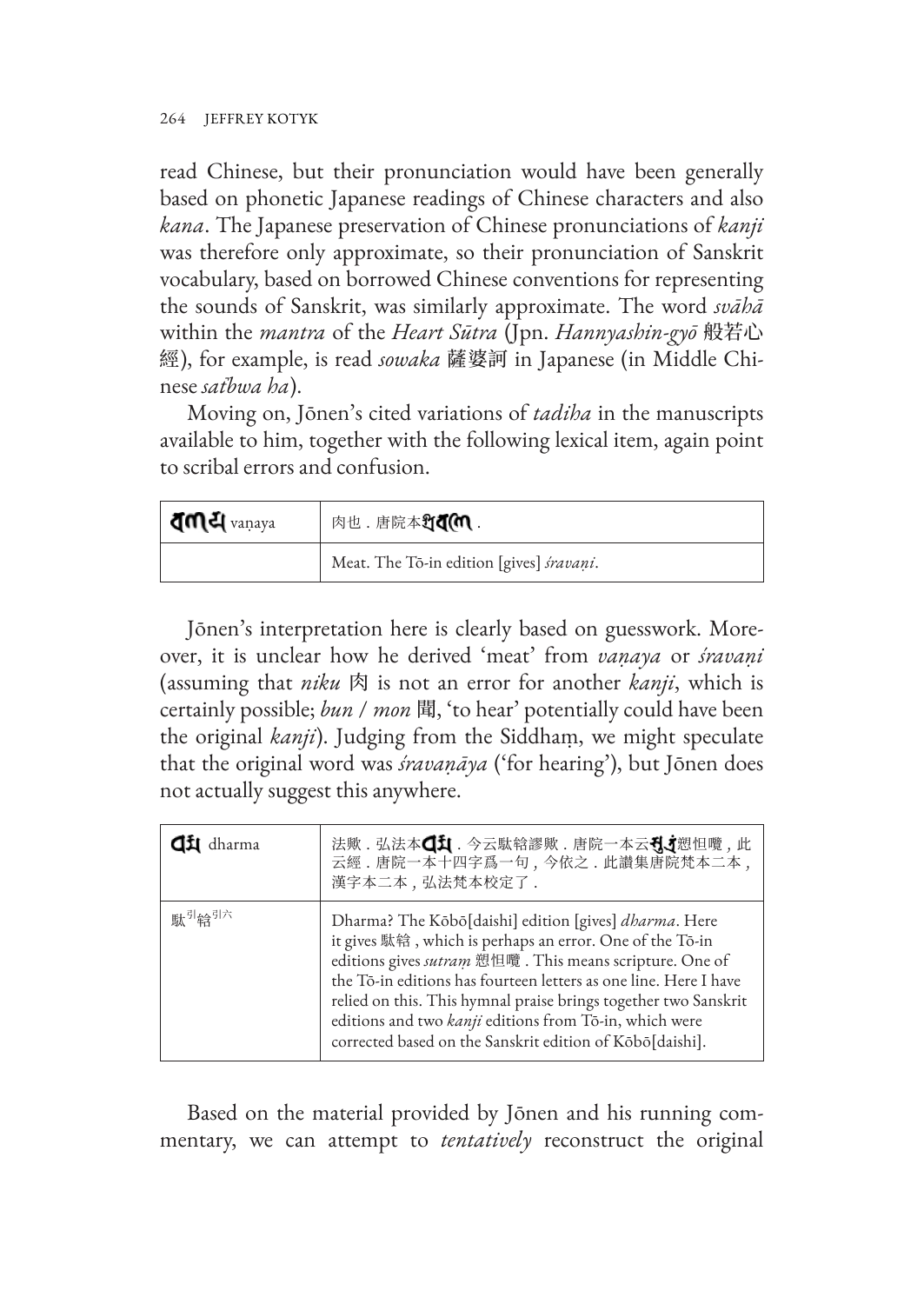read Chinese, but their pronunciation would have been generally based on phonetic Japanese readings of Chinese characters and also *kana*. The Japanese preservation of Chinese pronunciations of *kanji* was therefore only approximate, so their pronunciation of Sanskrit vocabulary, based on borrowed Chinese conventions for representing the sounds of Sanskrit, was similarly approximate. The word *svāhā* within the *mantra* of the *Heart Sūtra* (Jpn. *Hannyashin-gyō* 般若心經), for example, is read *sowaka* 薩婆訶 in Japanese (in Middle Chinese *sat̚bwa ha*).

Moving on, Jōnen's cited variations of *tadiha* in the manuscripts available to him, together with the following lexical item, again point to scribal errors and confusion.

| 𑖪𑖜𑖧 vaṇaya | 肉也．唐院本𑖫𑖿𑖨𑖪𑖜𑖰． |
|---|---|
| | Meat. The Tō-in edition [gives] *śravaṇi*. |

Jōnen's interpretation here is clearly based on guesswork. Moreover, it is unclear how he derived 'meat' from *vaṇaya* or *śravaṇi* (assuming that *niku* 肉 is not an error for another *kanji*, which is certainly possible; *bun* / *mon* 聞, 'to hear' potentially could have been the original *kanji*). Judging from the Siddhaṃ, we might speculate that the original word was *śravaṇāya* ('for hearing'), but Jōnen does not actually suggest this anywhere.

| 𑖠𑖨𑖿𑖦 dharma | 法歟．弘法本𑖠𑖨𑖿𑖦．今云馱鉿謬歟．唐院一本云𑖭𑖳𑖝𑖿𑖨𑖽愬怛囕，此云經．唐院一本十四字爲一句，今依之．此讚集唐院梵本二本，漢字本二本，弘法梵本校定了． |
|---|---|
| 馱引鉿引六 | Dharma? The Kōbō[daishi] edition [gives] *dharma*. Here it gives 馱鉿, which is perhaps an error. One of the Tō-in editions gives *sutraṃ* 愬怛囕. This means scripture. One of the Tō-in editions has fourteen letters as one line. Here I have relied on this. This hymnal praise brings together two Sanskrit editions and two *kanji* editions from Tō-in, which were corrected based on the Sanskrit edition of Kōbō[daishi]. |

Based on the material provided by Jōnen and his running commentary, we can attempt to *tentatively* reconstruct the original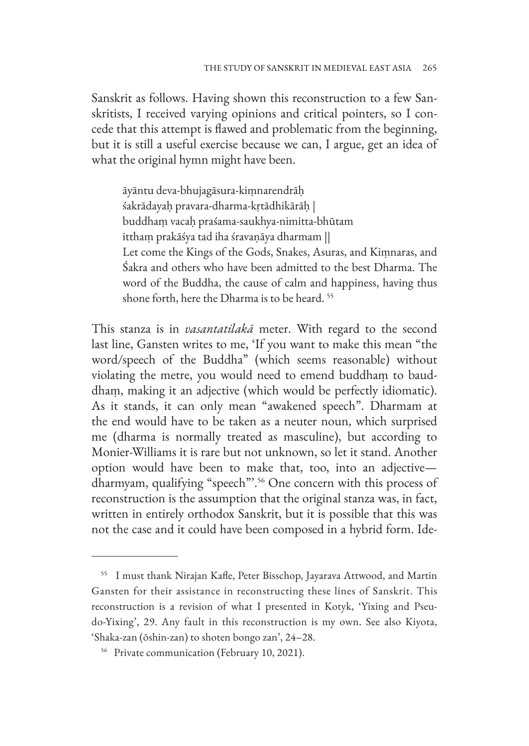Sanskrit as follows. Having shown this reconstruction to a few Sanskritists, I received varying opinions and critical pointers, so I concede that this attempt is flawed and problematic from the beginning, but it is still a useful exercise because we can, I argue, get an idea of what the original hymn might have been.

> āyāntu deva-bhujagāsura-kiṃnarendrāḥ
> śakrādayaḥ pravara-dharma-kṛtādhikārāḥ |
> buddhaṃ vacaḥ praśama-saukhya-nimitta-bhūtam
> itthaṃ prakāśya tad iha śravaṇāya dharmam ||
> Let come the Kings of the Gods, Snakes, Asuras, and Kiṃnaras, and Śakra and others who have been admitted to the best Dharma. The word of the Buddha, the cause of calm and happiness, having thus shone forth, here the Dharma is to be heard. [55]

This stanza is in *vasantatilakā* meter. With regard to the second last line, Gansten writes to me, 'If you want to make this mean "the word/speech of the Buddha" (which seems reasonable) without violating the metre, you would need to emend buddhaṃ to bauddhaṃ, making it an adjective (which would be perfectly idiomatic). As it stands, it can only mean "awakened speech". Dharmam at the end would have to be taken as a neuter noun, which surprised me (dharma is normally treated as masculine), but according to Monier-Williams it is rare but not unknown, so let it stand. Another option would have been to make that, too, into an adjective—dharmyam, qualifying "speech"'.[56] One concern with this process of reconstruction is the assumption that the original stanza was, in fact, written in entirely orthodox Sanskrit, but it is possible that this was not the case and it could have been composed in a hybrid form. Ide-

---

[55] I must thank Nirajan Kafle, Peter Bisschop, Jayarava Attwood, and Martin Gansten for their assistance in reconstructing these lines of Sanskrit. This reconstruction is a revision of what I presented in Kotyk, 'Yixing and Pseudo-Yixing', 29. Any fault in this reconstruction is my own. See also Kiyota, 'Shaka-zan (ōshin-zan) to shoten bongo zan', 24–28.

[56] Private communication (February 10, 2021).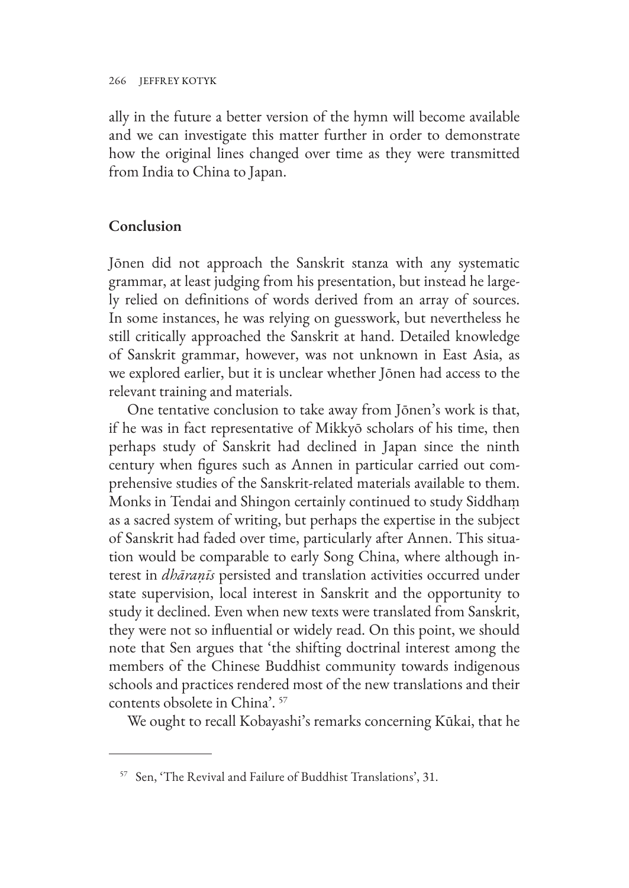ally in the future a better version of the hymn will become available and we can investigate this matter further in order to demonstrate how the original lines changed over time as they were transmitted from India to China to Japan.

## Conclusion

Jōnen did not approach the Sanskrit stanza with any systematic grammar, at least judging from his presentation, but instead he largely relied on definitions of words derived from an array of sources. In some instances, he was relying on guesswork, but nevertheless he still critically approached the Sanskrit at hand. Detailed knowledge of Sanskrit grammar, however, was not unknown in East Asia, as we explored earlier, but it is unclear whether Jōnen had access to the relevant training and materials.

One tentative conclusion to take away from Jōnen's work is that, if he was in fact representative of Mikkyō scholars of his time, then perhaps study of Sanskrit had declined in Japan since the ninth century when figures such as Annen in particular carried out comprehensive studies of the Sanskrit-related materials available to them. Monks in Tendai and Shingon certainly continued to study Siddhaṃ as a sacred system of writing, but perhaps the expertise in the subject of Sanskrit had faded over time, particularly after Annen. This situation would be comparable to early Song China, where although interest in *dhāraṇīs* persisted and translation activities occurred under state supervision, local interest in Sanskrit and the opportunity to study it declined. Even when new texts were translated from Sanskrit, they were not so influential or widely read. On this point, we should note that Sen argues that 'the shifting doctrinal interest among the members of the Chinese Buddhist community towards indigenous schools and practices rendered most of the new translations and their contents obsolete in China'. [57]

We ought to recall Kobayashi's remarks concerning Kūkai, that he

---

[57] Sen, 'The Revival and Failure of Buddhist Translations', 31.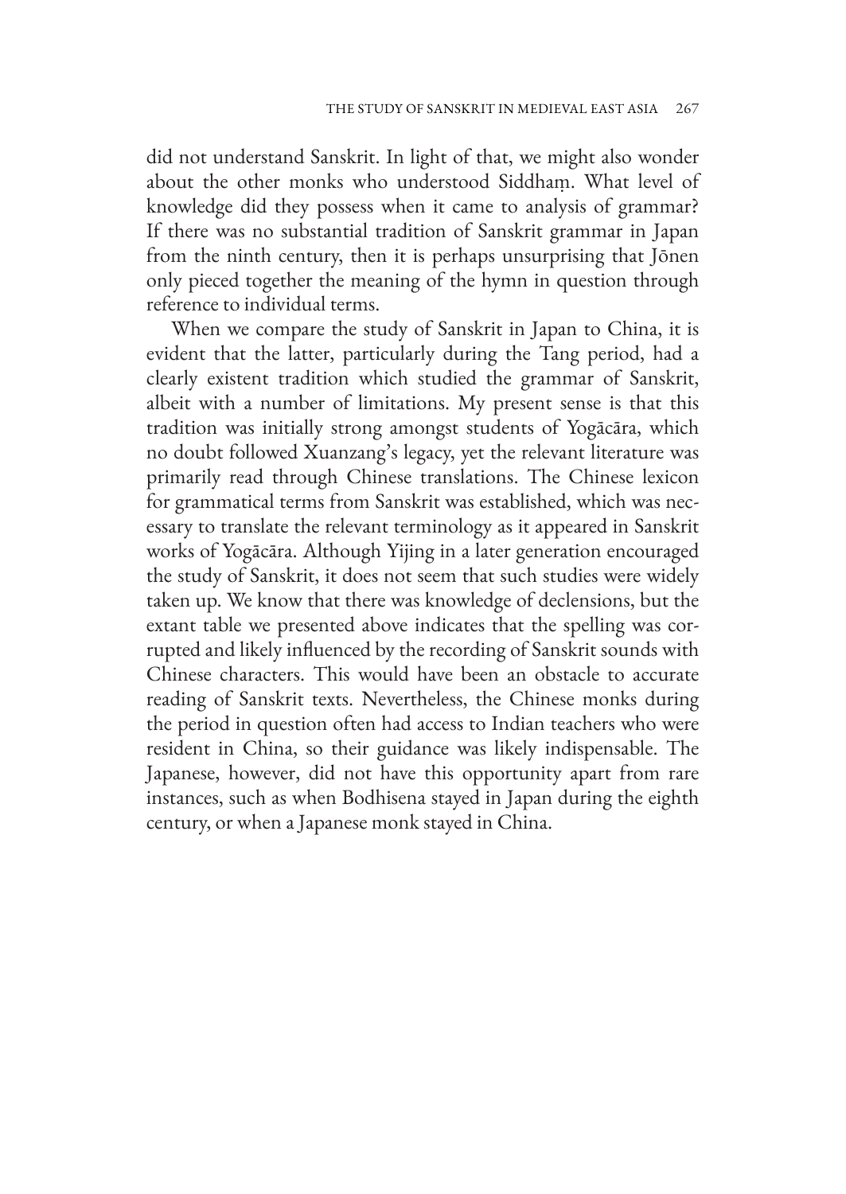did not understand Sanskrit. In light of that, we might also wonder about the other monks who understood Siddhaṃ. What level of knowledge did they possess when it came to analysis of grammar? If there was no substantial tradition of Sanskrit grammar in Japan from the ninth century, then it is perhaps unsurprising that Jōnen only pieced together the meaning of the hymn in question through reference to individual terms.

When we compare the study of Sanskrit in Japan to China, it is evident that the latter, particularly during the Tang period, had a clearly existent tradition which studied the grammar of Sanskrit, albeit with a number of limitations. My present sense is that this tradition was initially strong amongst students of Yogācāra, which no doubt followed Xuanzang's legacy, yet the relevant literature was primarily read through Chinese translations. The Chinese lexicon for grammatical terms from Sanskrit was established, which was necessary to translate the relevant terminology as it appeared in Sanskrit works of Yogācāra. Although Yijing in a later generation encouraged the study of Sanskrit, it does not seem that such studies were widely taken up. We know that there was knowledge of declensions, but the extant table we presented above indicates that the spelling was corrupted and likely influenced by the recording of Sanskrit sounds with Chinese characters. This would have been an obstacle to accurate reading of Sanskrit texts. Nevertheless, the Chinese monks during the period in question often had access to Indian teachers who were resident in China, so their guidance was likely indispensable. The Japanese, however, did not have this opportunity apart from rare instances, such as when Bodhisena stayed in Japan during the eighth century, or when a Japanese monk stayed in China.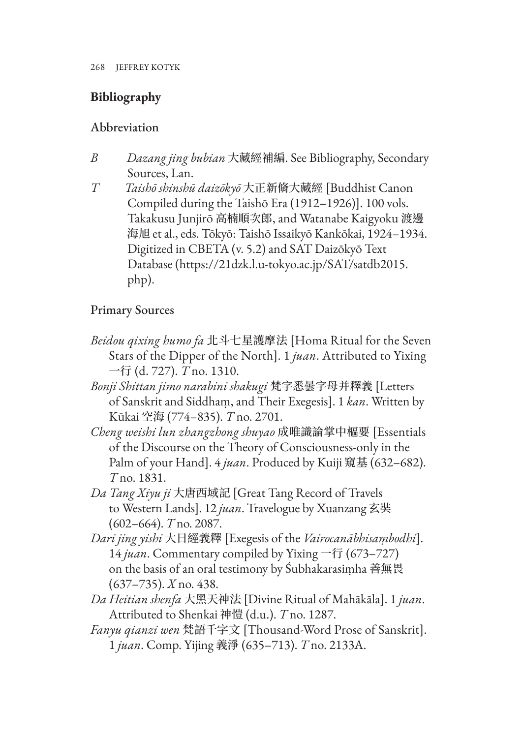## Bibliography

### Abbreviation

*B* *Dazang jing bubian* 大藏經補編. See Bibliography, Secondary Sources, Lan.

*T* *Taishō shinshū daizōkyō* 大正新脩大藏經 [Buddhist Canon Compiled during the Taishō Era (1912–1926)]. 100 vols. Takakusu Junjirō 高楠順次郎, and Watanabe Kaigyoku 渡邊海旭 et al., eds. Tōkyō: Taishō Issaikyō Kankōkai, 1924–1934. Digitized in CBETA (v. 5.2) and SAT Daizōkyō Text Database (https://21dzk.l.u-tokyo.ac.jp/SAT/satdb2015.php).

### Primary Sources

*Beidou qixing humo fa* 北斗七星護摩法 [Homa Ritual for the Seven Stars of the Dipper of the North]. 1 *juan*. Attributed to Yixing 一行 (d. 727). *T* no. 1310.

*Bonji Shittan jimo narabini shakugi* 梵字悉曇字母并釋義 [Letters of Sanskrit and Siddhaṃ, and Their Exegesis]. 1 *kan*. Written by Kūkai 空海 (774–835). *T* no. 2701.

*Cheng weishi lun zhangzhong shuyao* 成唯識論掌中樞要 [Essentials of the Discourse on the Theory of Consciousness-only in the Palm of your Hand]. 4 *juan*. Produced by Kuiji 窺基 (632–682). *T* no. 1831.

*Da Tang Xiyu ji* 大唐西域記 [Great Tang Record of Travels to Western Lands]. 12 *juan*. Travelogue by Xuanzang 玄奘 (602–664). *T* no. 2087.

*Dari jing yishi* 大日經義釋 [Exegesis of the *Vairocanābhisaṃbodhi*]. 14 *juan*. Commentary compiled by Yixing 一行 (673–727) on the basis of an oral testimony by Śubhakarasiṃha 善無畏 (637–735). *X* no. 438.

*Da Heitian shenfa* 大黑天神法 [Divine Ritual of Mahākāla]. 1 *juan*. Attributed to Shenkai 神愷 (d.u.). *T* no. 1287.

*Fanyu qianzi wen* 梵語千字文 [Thousand-Word Prose of Sanskrit]. 1 *juan*. Comp. Yijing 義淨 (635–713). *T* no. 2133A.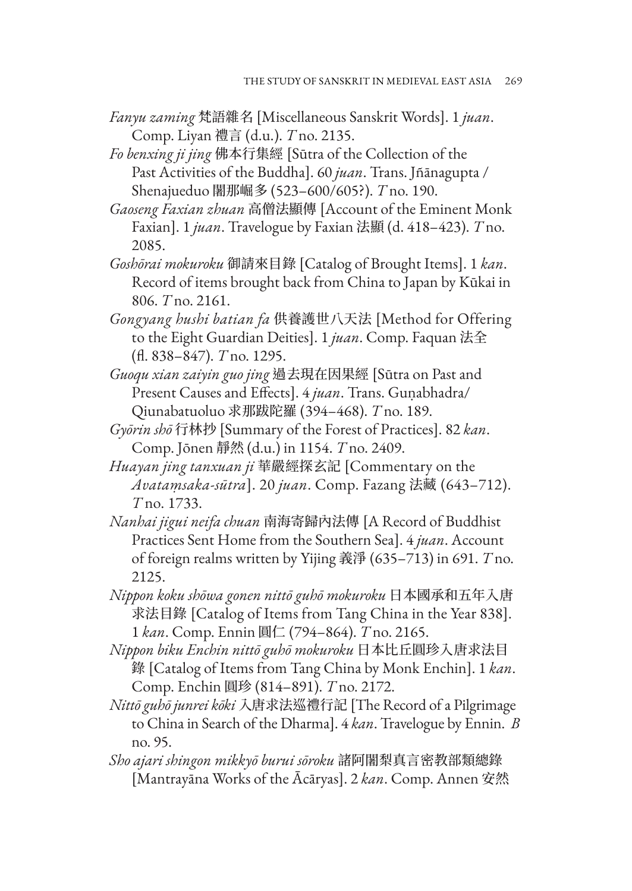*Fanyu zaming* 梵語雜名 [Miscellaneous Sanskrit Words]. 1 *juan*. Comp. Liyan 禮言 (d.u.). *T* no. 2135.

*Fo benxing ji jing* 佛本行集經 [Sūtra of the Collection of the Past Activities of the Buddha]. 60 *juan*. Trans. Jñānagupta / Shenajueduo 闍那崛多 (523–600/605?). *T* no. 190.

*Gaoseng Faxian zhuan* 高僧法顯傳 [Account of the Eminent Monk Faxian]. 1 *juan*. Travelogue by Faxian 法顯 (d. 418–423). *T* no. 2085.

*Goshōrai mokuroku* 御請來目錄 [Catalog of Brought Items]. 1 *kan*. Record of items brought back from China to Japan by Kūkai in 806. *T* no. 2161.

*Gongyang hushi batian fa* 供養護世八天法 [Method for Offering to the Eight Guardian Deities]. 1 *juan*. Comp. Faquan 法全 (fl. 838–847). *T* no. 1295.

*Guoqu xian zaiyin guo jing* 過去現在因果經 [Sūtra on Past and Present Causes and Effects]. 4 *juan*. Trans. Guṇabhadra/ Qiunabatuoluo 求那跋陀羅 (394–468). *T* no. 189.

*Gyōrin shō* 行林抄 [Summary of the Forest of Practices]. 82 *kan*. Comp. Jōnen 靜然 (d.u.) in 1154. *T* no. 2409.

*Huayan jing tanxuan ji* 華嚴經探玄記 [Commentary on the *Avataṃsaka-sūtra*]. 20 *juan*. Comp. Fazang 法藏 (643–712). *T* no. 1733.

*Nanhai jigui neifa chuan* 南海寄歸內法傳 [A Record of Buddhist Practices Sent Home from the Southern Sea]. 4 *juan*. Account of foreign realms written by Yijing 義淨 (635–713) in 691. *T* no. 2125.

*Nippon koku shōwa gonen nittō guhō mokuroku* 日本國承和五年入唐求法目錄 [Catalog of Items from Tang China in the Year 838]. 1 *kan*. Comp. Ennin 圓仁 (794–864). *T* no. 2165.

*Nippon biku Enchin nittō guhō mokuroku* 日本比丘圓珍入唐求法目錄 [Catalog of Items from Tang China by Monk Enchin]. 1 *kan*. Comp. Enchin 圓珍 (814–891). *T* no. 2172.

*Nittō guhō junrei kōki* 入唐求法巡禮行記 [The Record of a Pilgrimage to China in Search of the Dharma]. 4 *kan*. Travelogue by Ennin. *B* no. 95.

*Sho ajari shingon mikkyō burui sōroku* 諸阿闍梨真言密教部類總錄 [Mantrayāna Works of the Ācāryas]. 2 *kan*. Comp. Annen 安然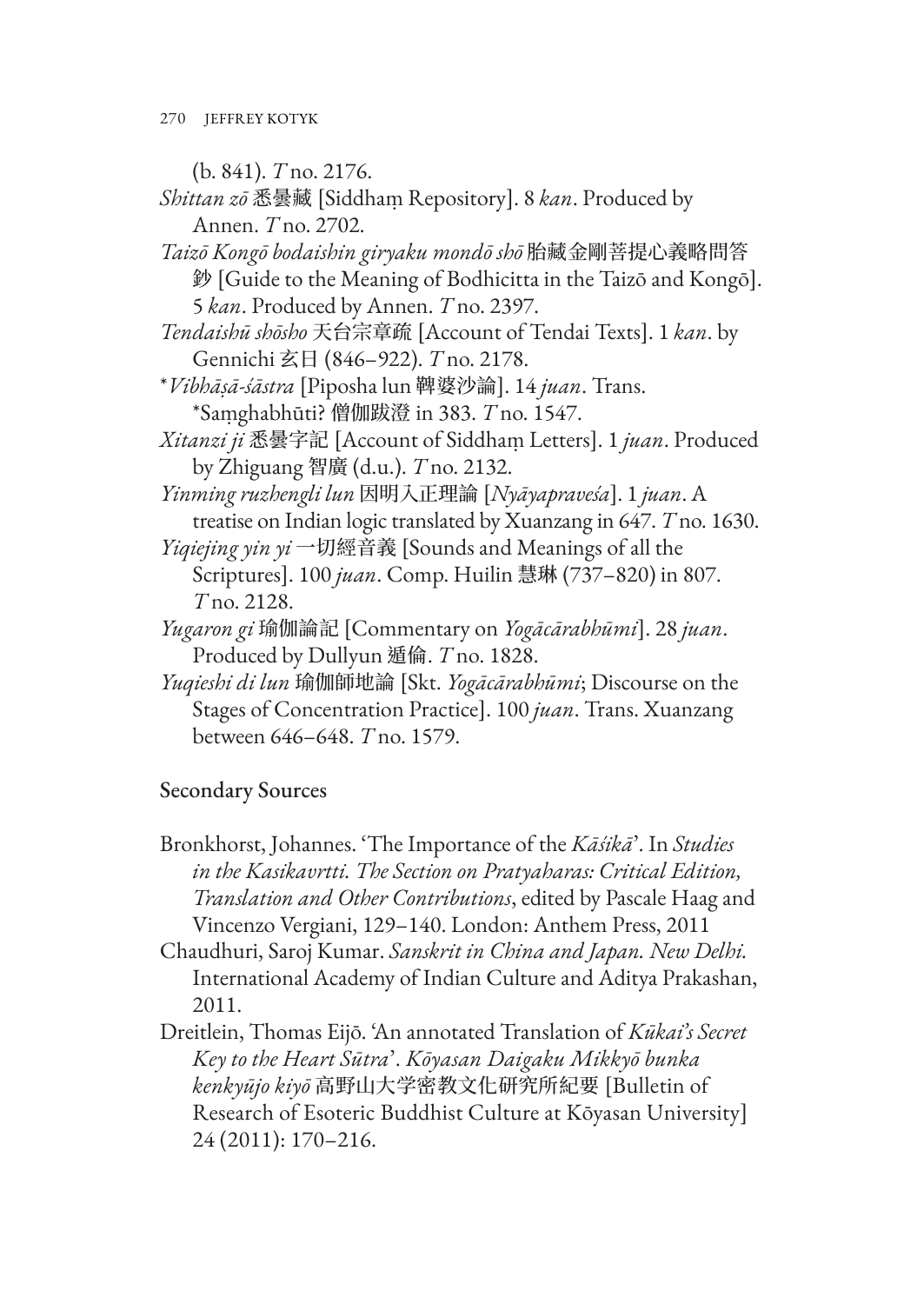(b. 841). *T* no. 2176.

*Shittan zō* 悉曇藏 [Siddhaṃ Repository]. 8 *kan*. Produced by Annen. *T* no. 2702.

*Taizō Kongō bodaishin giryaku mondō shō* 胎藏金剛菩提心義略問答鈔 [Guide to the Meaning of Bodhicitta in the Taizō and Kongō]. 5 *kan*. Produced by Annen. *T* no. 2397.

*Tendaishū shōsho* 天台宗章疏 [Account of Tendai Texts]. 1 *kan*. by Gennichi 玄日 (846–922). *T* no. 2178.

**Vibhāṣā-śāstra* [Piposha lun 鞞婆沙論]. 14 *juan*. Trans. *Saṃghabhūti? 僧伽跋澄 in 383. *T* no. 1547.

*Xitanzi ji* 悉曇字記 [Account of Siddhaṃ Letters]. 1 *juan*. Produced by Zhiguang 智廣 (d.u.). *T* no. 2132.

*Yinming ruzhengli lun* 因明入正理論 [*Nyāyapraveśa*]. 1 *juan*. A treatise on Indian logic translated by Xuanzang in 647. *T* no. 1630.

*Yiqiejing yin yi* 一切經音義 [Sounds and Meanings of all the Scriptures]. 100 *juan*. Comp. Huilin 慧琳 (737–820) in 807. *T* no. 2128.

*Yugaron gi* 瑜伽論記 [Commentary on *Yogācārabhūmi*]. 28 *juan*. Produced by Dullyun 遁倫. *T* no. 1828.

*Yuqieshi di lun* 瑜伽師地論 [Skt. *Yogācārabhūmi*; Discourse on the Stages of Concentration Practice]. 100 *juan*. Trans. Xuanzang between 646–648. *T* no. 1579.

## Secondary Sources

Bronkhorst, Johannes. 'The Importance of the *Kāśikā*'. In *Studies in the Kasikavrtti. The Section on Pratyaharas: Critical Edition, Translation and Other Contributions*, edited by Pascale Haag and Vincenzo Vergiani, 129–140. London: Anthem Press, 2011

Chaudhuri, Saroj Kumar. *Sanskrit in China and Japan. New Delhi.* International Academy of Indian Culture and Aditya Prakashan, 2011.

Dreitlein, Thomas Eijō. 'An annotated Translation of *Kūkai's Secret Key to the Heart Sūtra*'. *Kōyasan Daigaku Mikkyō bunka kenkyūjo kiyō* 高野山大学密教文化研究所紀要 [Bulletin of Research of Esoteric Buddhist Culture at Kōyasan University] 24 (2011): 170–216.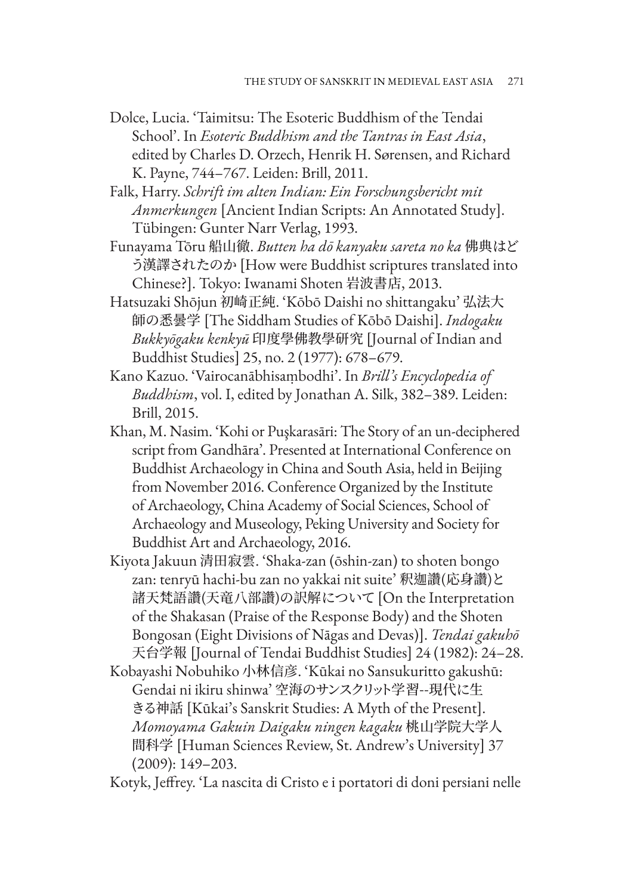Dolce, Lucia. 'Taimitsu: The Esoteric Buddhism of the Tendai School'. In *Esoteric Buddhism and the Tantras in East Asia*, edited by Charles D. Orzech, Henrik H. Sørensen, and Richard K. Payne, 744–767. Leiden: Brill, 2011.

Falk, Harry. *Schrift im alten Indian: Ein Forschungsbericht mit Anmerkungen* [Ancient Indian Scripts: An Annotated Study]. Tübingen: Gunter Narr Verlag, 1993.

Funayama Tōru 船山徹. *Butten ha dō kanyaku sareta no ka* 佛典はどう漢譯されたのか [How were Buddhist scriptures translated into Chinese?]. Tokyo: Iwanami Shoten 岩波書店, 2013.

Hatsuzaki Shōjun 初崎正純. 'Kōbō Daishi no shittangaku' 弘法大師の悉曇学 [The Siddham Studies of Kōbō Daishi]. *Indogaku Bukkyōgaku kenkyū* 印度學佛教學研究 [Journal of Indian and Buddhist Studies] 25, no. 2 (1977): 678–679.

Kano Kazuo. 'Vairocanābhisaṃbodhi'. In *Brill's Encyclopedia of Buddhism*, vol. I, edited by Jonathan A. Silk, 382–389. Leiden: Brill, 2015.

Khan, M. Nasim. 'Kohi or Puṣkarasāri: The Story of an un-deciphered script from Gandhāra'. Presented at International Conference on Buddhist Archaeology in China and South Asia, held in Beijing from November 2016. Conference Organized by the Institute of Archaeology, China Academy of Social Sciences, School of Archaeology and Museology, Peking University and Society for Buddhist Art and Archaeology, 2016.

Kiyota Jakuun 清田寂雲. 'Shaka-zan (ōshin-zan) to shoten bongo zan: tenryū hachi-bu zan no yakkai nit suite' 釈迦讃(応身讃)と諸天梵語讃(天竜八部讃)の訳解について [On the Interpretation of the Shakasan (Praise of the Response Body) and the Shoten Bongosan (Eight Divisions of Nāgas and Devas)]. *Tendai gakuhō* 天台学報 [Journal of Tendai Buddhist Studies] 24 (1982): 24–28.

Kobayashi Nobuhiko 小林信彦. 'Kūkai no Sansukuritto gakushū: Gendai ni ikiru shinwa' 空海のサンスクリット学習--現代に生きる神話 [Kūkai's Sanskrit Studies: A Myth of the Present]. *Momoyama Gakuin Daigaku ningen kagaku* 桃山学院大学人間科学 [Human Sciences Review, St. Andrew's University] 37 (2009): 149–203.

Kotyk, Jeffrey. 'La nascita di Cristo e i portatori di doni persiani nelle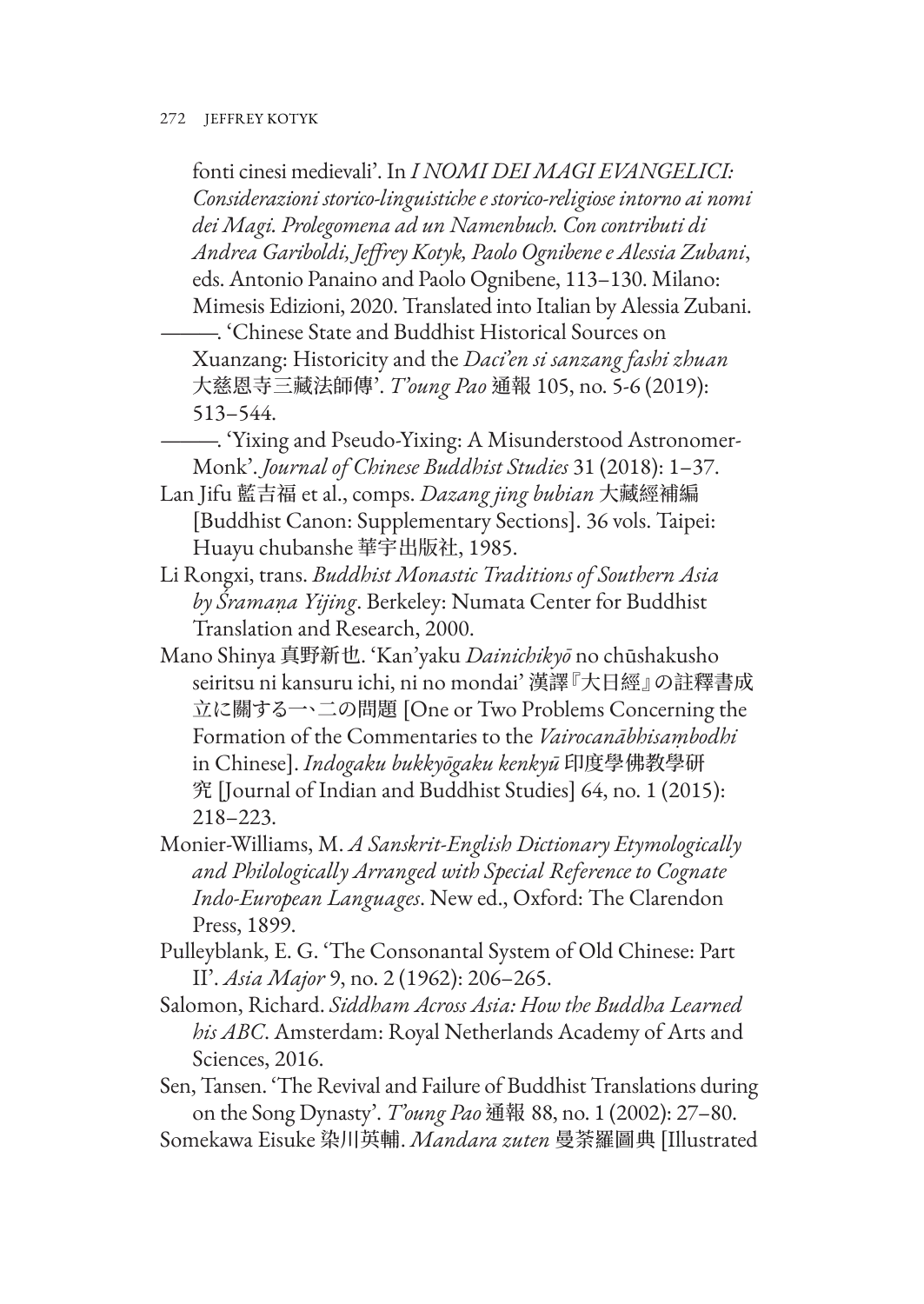fonti cinesi medievali'. In *I NOMI DEI MAGI EVANGELICI: Considerazioni storico-linguistiche e storico-religiose intorno ai nomi dei Magi. Prolegomena ad un Namenbuch. Con contributi di Andrea Gariboldi, Jeffrey Kotyk, Paolo Ognibene e Alessia Zubani*, eds. Antonio Panaino and Paolo Ognibene, 113–130. Milano: Mimesis Edizioni, 2020. Translated into Italian by Alessia Zubani.

———. 'Chinese State and Buddhist Historical Sources on Xuanzang: Historicity and the *Daci'en si sanzang fashi zhuan* 大慈恩寺三藏法師傳'. *T'oung Pao* 通報 105, no. 5-6 (2019): 513–544.

———. 'Yixing and Pseudo-Yixing: A Misunderstood Astronomer-Monk'. *Journal of Chinese Buddhist Studies* 31 (2018): 1–37.

Lan Jifu 藍吉福 et al., comps. *Dazang jing bubian* 大藏經補編 [Buddhist Canon: Supplementary Sections]. 36 vols. Taipei: Huayu chubanshe 華宇出版社, 1985.

Li Rongxi, trans. *Buddhist Monastic Traditions of Southern Asia by Śramaṇa Yijing*. Berkeley: Numata Center for Buddhist Translation and Research, 2000.

Mano Shinya 真野新也. 'Kan'yaku *Dainichikyō* no chūshakusho seiritsu ni kansuru ichi, ni no mondai' 漢譯『大日經』の註釋書成立に關する一、二の問題 [One or Two Problems Concerning the Formation of the Commentaries to the *Vairocanābhisaṃbodhi* in Chinese]. *Indogaku bukkyōgaku kenkyū* 印度學佛教學研究 [Journal of Indian and Buddhist Studies] 64, no. 1 (2015): 218–223.

Monier-Williams, M. *A Sanskrit-English Dictionary Etymologically and Philologically Arranged with Special Reference to Cognate Indo-European Languages*. New ed., Oxford: The Clarendon Press, 1899.

Pulleyblank, E. G. 'The Consonantal System of Old Chinese: Part II'. *Asia Major* 9, no. 2 (1962): 206–265.

Salomon, Richard. *Siddham Across Asia: How the Buddha Learned his ABC*. Amsterdam: Royal Netherlands Academy of Arts and Sciences, 2016.

Sen, Tansen. 'The Revival and Failure of Buddhist Translations during on the Song Dynasty'. *T'oung Pao* 通報 88, no. 1 (2002): 27–80.

Somekawa Eisuke 染川英輔. *Mandara zuten* 曼荼羅圖典 [Illustrated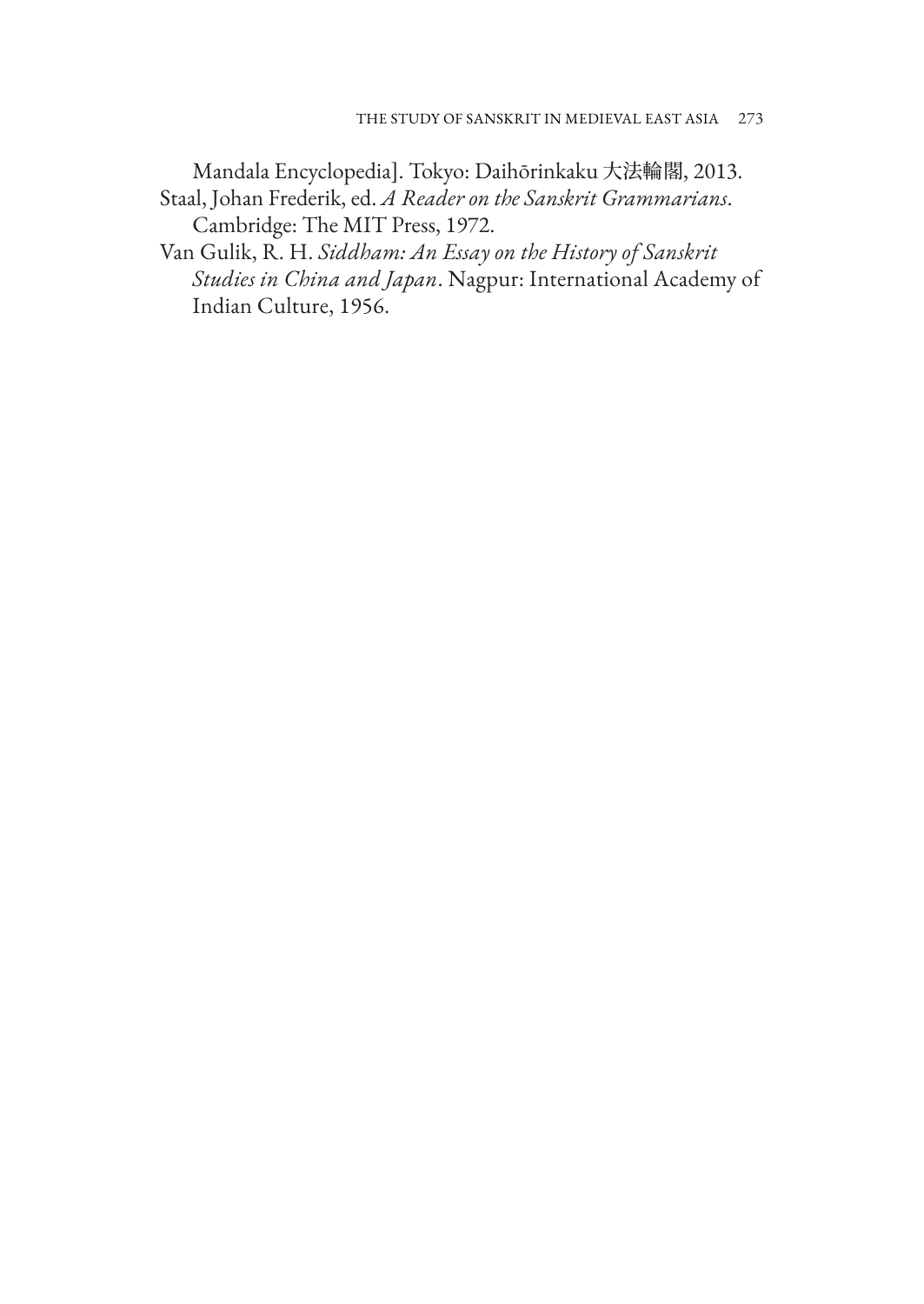Mandala Encyclopedia]. Tokyo: Daihōrinkaku 大法輪閣, 2013.

Staal, Johan Frederik, ed. *A Reader on the Sanskrit Grammarians*. Cambridge: The MIT Press, 1972.

Van Gulik, R. H. *Siddham: An Essay on the History of Sanskrit Studies in China and Japan*. Nagpur: International Academy of Indian Culture, 1956.